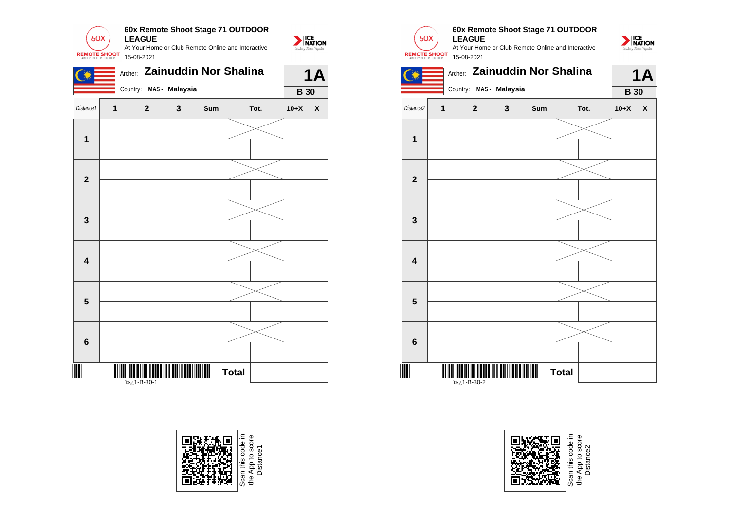**60x Remote Shoot Stage 71 OUTDOOR LEAGUE**

At Your Home or Club Remote Online and Interactive

15-08-2021

Archer: **Zainuddin Nor Shalina** **1A**

Country: **MAS - Malaysia** **B 30**

| Distance1 | 1 | 2 | 3 | Sum | Tot. | | 10+X | X |
|---|---|---|---|---|---|---|---|---|
| 1 | | | | | | | | |
| | | | | | | | | |
| 2 | | | | | | | | |
| | | | | | | | | |
| 3 | | | | | | | | |
| | | | | | | | | |
| 4 | | | | | | | | |
| | | | | | | | | |
| 5 | | | | | | | | |
| | | | | | | | | |
| 6 | | | | | | | | |
| | | | | | | | | |
| | | | | Total | | | | |

ï»¿1-B-30-1

Scan this code in the App to score Distance1

**60x Remote Shoot Stage 71 OUTDOOR LEAGUE**

At Your Home or Club Remote Online and Interactive

15-08-2021

Archer: **Zainuddin Nor Shalina** **1A**

Country: **MAS - Malaysia** **B 30**

| Distance2 | 1 | 2 | 3 | Sum | Tot. | | 10+X | X |
|---|---|---|---|---|---|---|---|---|
| 1 | | | | | | | | |
| | | | | | | | | |
| 2 | | | | | | | | |
| | | | | | | | | |
| 3 | | | | | | | | |
| | | | | | | | | |
| 4 | | | | | | | | |
| | | | | | | | | |
| 5 | | | | | | | | |
| | | | | | | | | |
| 6 | | | | | | | | |
| | | | | | | | | |
| | | | | Total | | | | |

ï»¿1-B-30-2

Scan this code in the App to score Distance2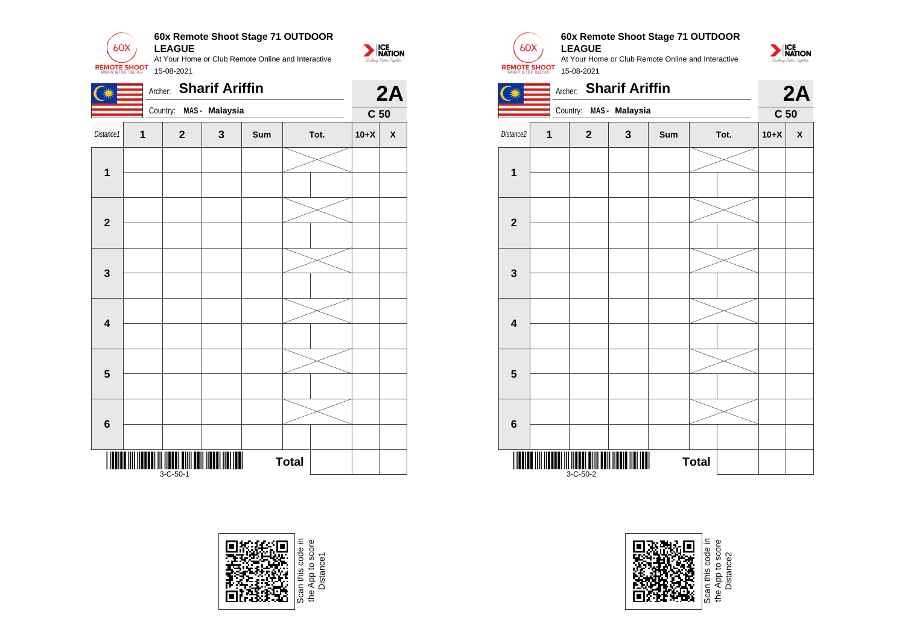**60x Remote Shoot Stage 71 OUTDOOR LEAGUE**

At Your Home or Club Remote Online and Interactive

15-08-2021

Archer: **Sharif Ariffin** — **2A**

Country: **MAS - Malaysia** — **C 50**

| Distance1 | 1 | 2 | 3 | Sum | Tot. | | 10+X | X |
|---|---|---|---|---|---|---|---|---|
| 1 | | | | | | | | |
| | | | | | | | | |
| 2 | | | | | | | | |
| | | | | | | | | |
| 3 | | | | | | | | |
| | | | | | | | | |
| 4 | | | | | | | | |
| | | | | | | | | |
| 5 | | | | | | | | |
| | | | | | | | | |
| 6 | | | | | | | | |
| | | | | | | | | |
| | | | | | Total | | | |

3-C-50-1

Scan this code in the App to score Distance1

**60x Remote Shoot Stage 71 OUTDOOR LEAGUE**

At Your Home or Club Remote Online and Interactive

15-08-2021

Archer: **Sharif Ariffin** — **2A**

Country: **MAS - Malaysia** — **C 50**

| Distance2 | 1 | 2 | 3 | Sum | Tot. | | 10+X | X |
|---|---|---|---|---|---|---|---|---|
| 1 | | | | | | | | |
| | | | | | | | | |
| 2 | | | | | | | | |
| | | | | | | | | |
| 3 | | | | | | | | |
| | | | | | | | | |
| 4 | | | | | | | | |
| | | | | | | | | |
| 5 | | | | | | | | |
| | | | | | | | | |
| 6 | | | | | | | | |
| | | | | | | | | |
| | | | | | Total | | | |

3-C-50-2

Scan this code in the App to score Distance2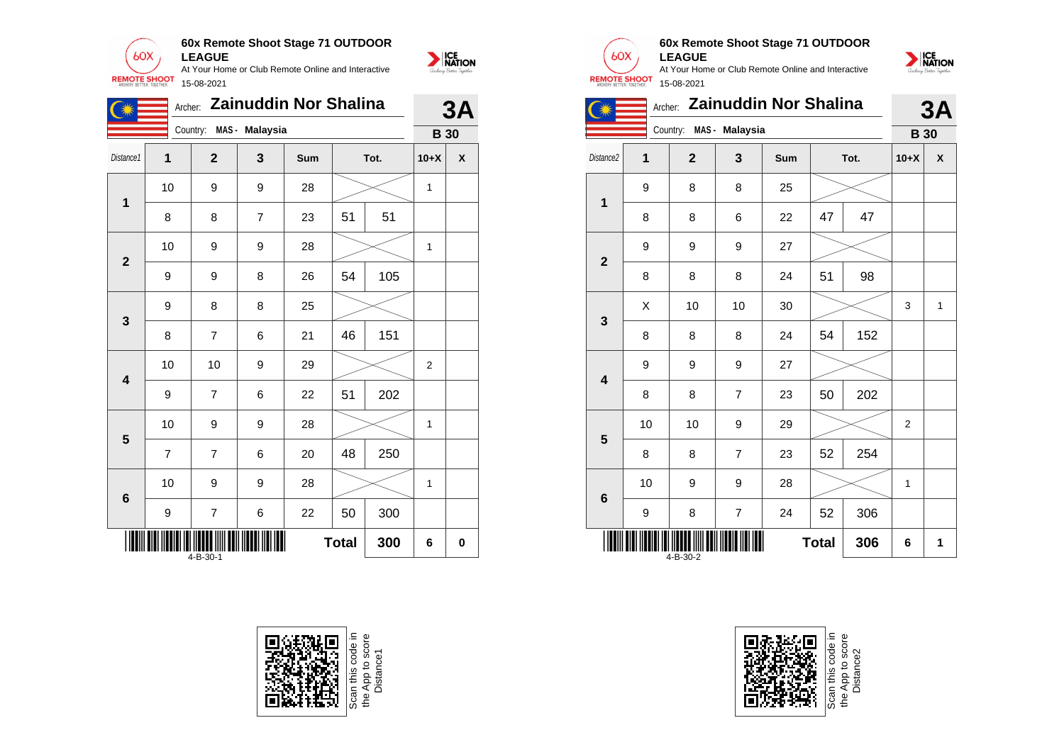## 60x Remote Shoot Stage 71 OUTDOOR LEAGUE

At Your Home or Club Remote Online and Interactive

15-08-2021

Archer: **Zainuddin Nor Shalina** — **3A**

Country: **MAS - Malaysia** — **B 30**

| Distance1 | 1 | 2 | 3 | Sum | | Tot. | 10+X | X |
|---|---|---|---|---|---|---|---|---|
| 1 | 10 | 9 | 9 | 28 | | | 1 | |
| | 8 | 8 | 7 | 23 | 51 | 51 | | |
| 2 | 10 | 9 | 9 | 28 | | | 1 | |
| | 9 | 9 | 8 | 26 | 54 | 105 | | |
| 3 | 9 | 8 | 8 | 25 | | | | |
| | 8 | 7 | 6 | 21 | 46 | 151 | | |
| 4 | 10 | 10 | 9 | 29 | | | 2 | |
| | 9 | 7 | 6 | 22 | 51 | 202 | | |
| 5 | 10 | 9 | 9 | 28 | | | 1 | |
| | 7 | 7 | 6 | 20 | 48 | 250 | | |
| 6 | 10 | 9 | 9 | 28 | | | 1 | |
| | 9 | 7 | 6 | 22 | 50 | 300 | | |
| | | | | | **Total** | **300** | **6** | **0** |

4-B-30-1

Scan this code in the App to score Distance1

## 60x Remote Shoot Stage 71 OUTDOOR LEAGUE

At Your Home or Club Remote Online and Interactive

15-08-2021

Archer: **Zainuddin Nor Shalina** — **3A**

Country: **MAS - Malaysia** — **B 30**

| Distance2 | 1 | 2 | 3 | Sum | | Tot. | 10+X | X |
|---|---|---|---|---|---|---|---|---|
| 1 | 9 | 8 | 8 | 25 | | | | |
| | 8 | 8 | 6 | 22 | 47 | 47 | | |
| 2 | 9 | 9 | 9 | 27 | | | | |
| | 8 | 8 | 8 | 24 | 51 | 98 | | |
| 3 | X | 10 | 10 | 30 | | | 3 | 1 |
| | 8 | 8 | 8 | 24 | 54 | 152 | | |
| 4 | 9 | 9 | 9 | 27 | | | | |
| | 8 | 8 | 7 | 23 | 50 | 202 | | |
| 5 | 10 | 10 | 9 | 29 | | | 2 | |
| | 8 | 8 | 7 | 23 | 52 | 254 | | |
| 6 | 10 | 9 | 9 | 28 | | | 1 | |
| | 9 | 8 | 7 | 24 | 52 | 306 | | |
| | | | | | **Total** | **306** | **6** | **1** |

4-B-30-2

Scan this code in the App to score Distance2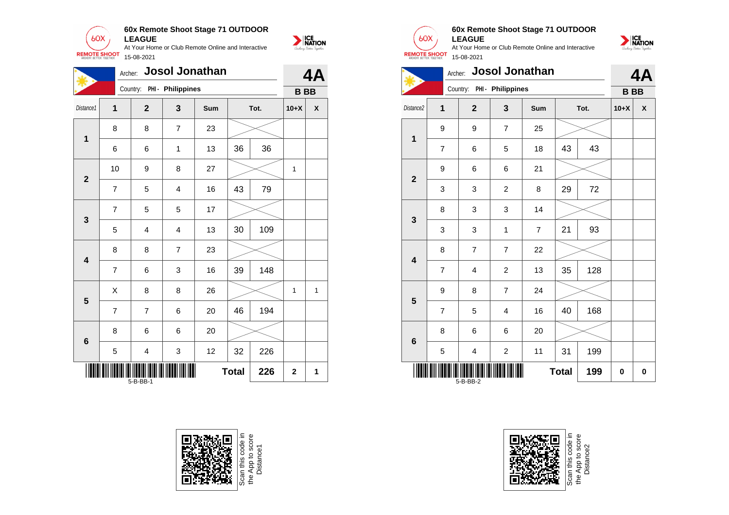**60x Remote Shoot Stage 71 OUTDOOR LEAGUE**
At Your Home or Club Remote Online and Interactive
15-08-2021

Archer: **Josol Jonathan**
Country: PHI - Philippines

**4A**
**B BB**

| Distance1 | 1 | 2 | 3 | Sum | Tot. | | 10+X | X |
|---|---|---|---|---|---|---|---|---|
| 1 | 8 | 8 | 7 | 23 | | | | |
| | 6 | 6 | 1 | 13 | 36 | 36 | | |
| 2 | 10 | 9 | 8 | 27 | | | 1 | |
| | 7 | 5 | 4 | 16 | 43 | 79 | | |
| 3 | 7 | 5 | 5 | 17 | | | | |
| | 5 | 4 | 4 | 13 | 30 | 109 | | |
| 4 | 8 | 8 | 7 | 23 | | | | |
| | 7 | 6 | 3 | 16 | 39 | 148 | | |
| 5 | X | 8 | 8 | 26 | | | 1 | 1 |
| | 7 | 7 | 6 | 20 | 46 | 194 | | |
| 6 | 8 | 6 | 6 | 20 | | | | |
| | 5 | 4 | 3 | 12 | 32 | 226 | | |
| | | | | | **Total** | **226** | **2** | **1** |

5-B-BB-1

Scan this code in the App to score Distance1

**60x Remote Shoot Stage 71 OUTDOOR LEAGUE**
At Your Home or Club Remote Online and Interactive
15-08-2021

Archer: **Josol Jonathan**
Country: PHI - Philippines

**4A**
**B BB**

| Distance2 | 1 | 2 | 3 | Sum | Tot. | | 10+X | X |
|---|---|---|---|---|---|---|---|---|
| 1 | 9 | 9 | 7 | 25 | | | | |
| | 7 | 6 | 5 | 18 | 43 | 43 | | |
| 2 | 9 | 6 | 6 | 21 | | | | |
| | 3 | 3 | 2 | 8 | 29 | 72 | | |
| 3 | 8 | 3 | 3 | 14 | | | | |
| | 3 | 3 | 1 | 7 | 21 | 93 | | |
| 4 | 8 | 7 | 7 | 22 | | | | |
| | 7 | 4 | 2 | 13 | 35 | 128 | | |
| 5 | 9 | 8 | 7 | 24 | | | | |
| | 7 | 5 | 4 | 16 | 40 | 168 | | |
| 6 | 8 | 6 | 6 | 20 | | | | |
| | 5 | 4 | 2 | 11 | 31 | 199 | | |
| | | | | | **Total** | **199** | **0** | **0** |

5-B-BB-2

Scan this code in the App to score Distance2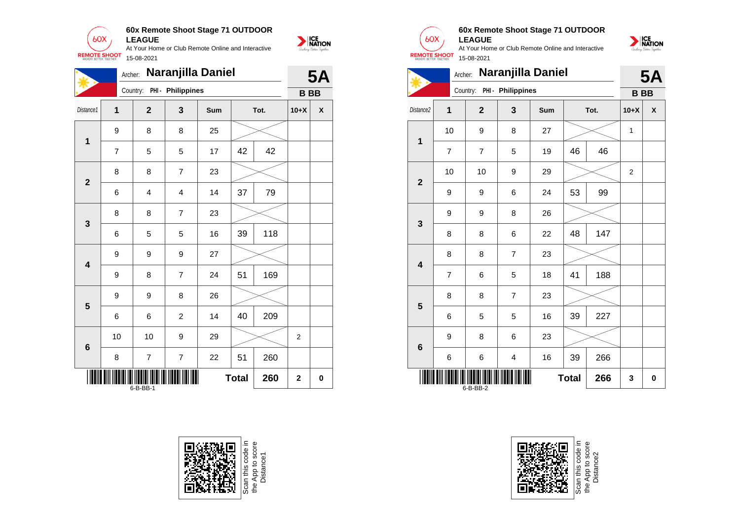**60x Remote Shoot Stage 71 OUTDOOR LEAGUE**

At Your Home or Club Remote Online and Interactive

15-08-2021

Archer: **Naranjilla Daniel**

Country: PHI - Philippines

**5A**

**B BB**

| Distance1 | 1 | 2 | 3 | Sum | Tot. | | 10+X | X |
|---|---|---|---|---|---|---|---|---|
| 1 | 9 | 8 | 8 | 25 | | | | |
| | 7 | 5 | 5 | 17 | 42 | 42 | | |
| 2 | 8 | 8 | 7 | 23 | | | | |
| | 6 | 4 | 4 | 14 | 37 | 79 | | |
| 3 | 8 | 8 | 7 | 23 | | | | |
| | 6 | 5 | 5 | 16 | 39 | 118 | | |
| 4 | 9 | 9 | 9 | 27 | | | | |
| | 9 | 8 | 7 | 24 | 51 | 169 | | |
| 5 | 9 | 9 | 8 | 26 | | | | |
| | 6 | 6 | 2 | 14 | 40 | 209 | | |
| 6 | 10 | 10 | 9 | 29 | | | 2 | |
| | 8 | 7 | 7 | 22 | 51 | 260 | | |
| | | | | | **Total** | **260** | **2** | **0** |

6-B-BB-1

**60x Remote Shoot Stage 71 OUTDOOR LEAGUE**

At Your Home or Club Remote Online and Interactive

15-08-2021

Archer: **Naranjilla Daniel**

Country: PHI - Philippines

**5A**

**B BB**

| Distance2 | 1 | 2 | 3 | Sum | Tot. | | 10+X | X |
|---|---|---|---|---|---|---|---|---|
| 1 | 10 | 9 | 8 | 27 | | | 1 | |
| | 7 | 7 | 5 | 19 | 46 | 46 | | |
| 2 | 10 | 10 | 9 | 29 | | | 2 | |
| | 9 | 9 | 6 | 24 | 53 | 99 | | |
| 3 | 9 | 9 | 8 | 26 | | | | |
| | 8 | 8 | 6 | 22 | 48 | 147 | | |
| 4 | 8 | 8 | 7 | 23 | | | | |
| | 7 | 6 | 5 | 18 | 41 | 188 | | |
| 5 | 8 | 8 | 7 | 23 | | | | |
| | 6 | 5 | 5 | 16 | 39 | 227 | | |
| 6 | 9 | 8 | 6 | 23 | | | | |
| | 6 | 6 | 4 | 16 | 39 | 266 | | |
| | | | | | **Total** | **266** | **3** | **0** |

6-B-BB-2

Scan this code in the App to score Distance1

Scan this code in the App to score Distance2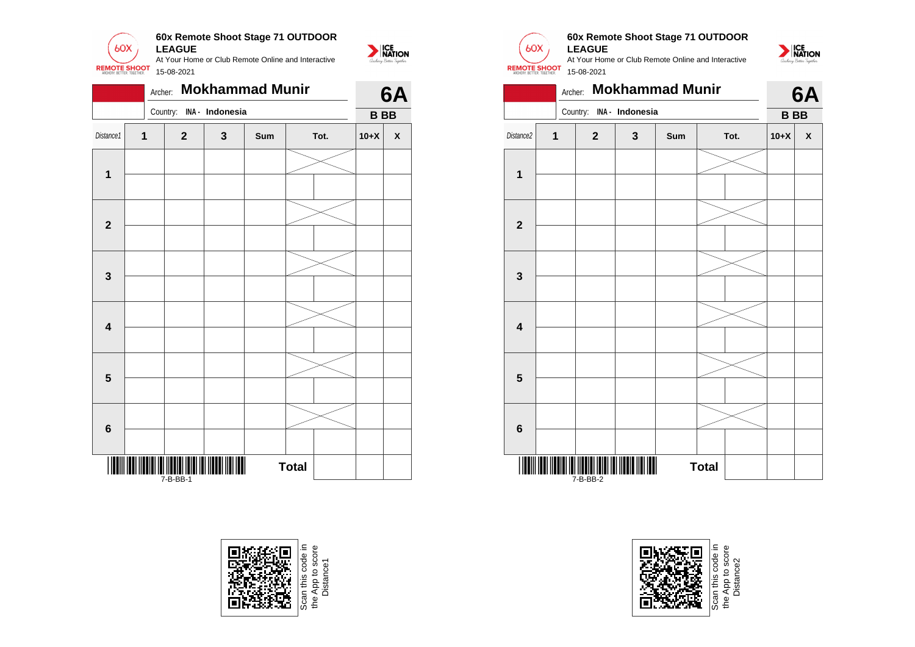**60x Remote Shoot Stage 71 OUTDOOR LEAGUE**

At Your Home or Club Remote Online and Interactive

15-08-2021

Archer: **Mokhammad Munir** **6A**

Country: INA - Indonesia **B BB**

| Distance1 | 1 | 2 | 3 | Sum | Tot. | | 10+X | X |
|---|---|---|---|---|---|---|---|---|
| 1 | | | | | | | | |
| | | | | | | | | |
| 2 | | | | | | | | |
| | | | | | | | | |
| 3 | | | | | | | | |
| | | | | | | | | |
| 4 | | | | | | | | |
| | | | | | | | | |
| 5 | | | | | | | | |
| | | | | | | | | |
| 6 | | | | | | | | |
| | | | | | | | | |
| | | | | | Total | | | |

7-B-BB-1

Scan this code in the App to score Distance1

**60x Remote Shoot Stage 71 OUTDOOR LEAGUE**

At Your Home or Club Remote Online and Interactive

15-08-2021

Archer: **Mokhammad Munir** **6A**

Country: INA - Indonesia **B BB**

| Distance2 | 1 | 2 | 3 | Sum | Tot. | | 10+X | X |
|---|---|---|---|---|---|---|---|---|
| 1 | | | | | | | | |
| | | | | | | | | |
| 2 | | | | | | | | |
| | | | | | | | | |
| 3 | | | | | | | | |
| | | | | | | | | |
| 4 | | | | | | | | |
| | | | | | | | | |
| 5 | | | | | | | | |
| | | | | | | | | |
| 6 | | | | | | | | |
| | | | | | | | | |
| | | | | | Total | | | |

7-B-BB-2

Scan this code in the App to score Distance2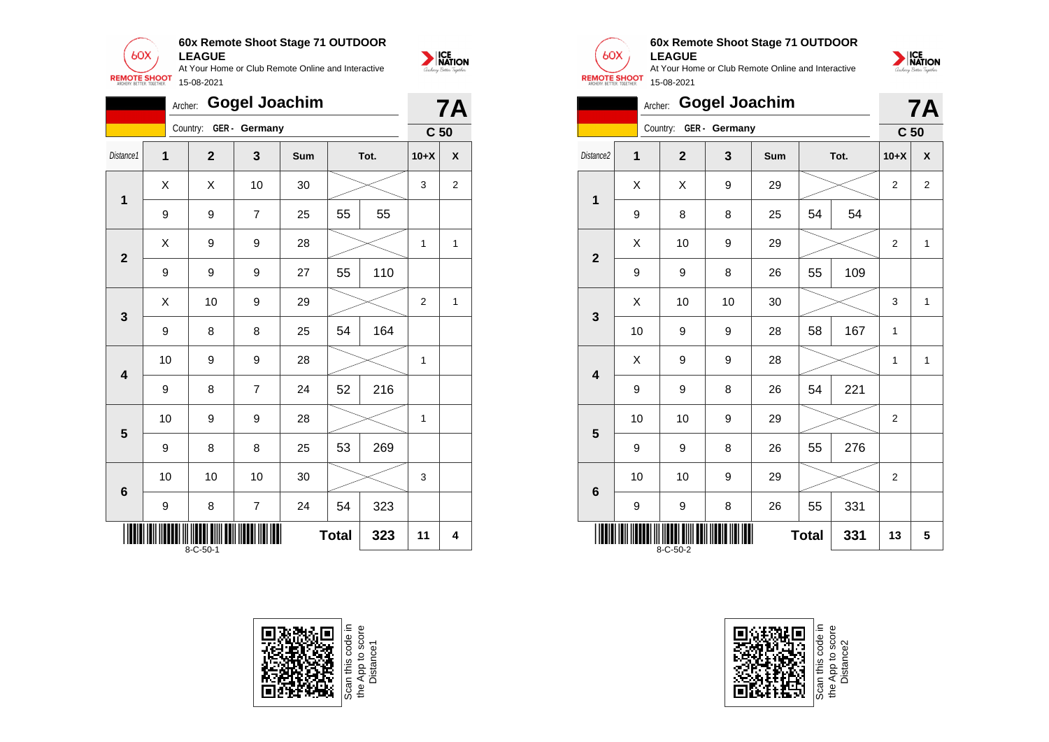## 60x Remote Shoot Stage 71 OUTDOOR LEAGUE

At Your Home or Club Remote Online and Interactive

15-08-2021

Archer: **Gogel Joachim** — **7A**

Country: GER - Germany — **C 50**

| Distance1 | 1 | 2 | 3 | Sum | Tot. | | 10+X | X |
|---|---|---|---|---|---|---|---|---|
| 1 | X | X | 10 | 30 | | | 3 | 2 |
| | 9 | 9 | 7 | 25 | 55 | 55 | | |
| 2 | X | 9 | 9 | 28 | | | 1 | 1 |
| | 9 | 9 | 9 | 27 | 55 | 110 | | |
| 3 | X | 10 | 9 | 29 | | | 2 | 1 |
| | 9 | 8 | 8 | 25 | 54 | 164 | | |
| 4 | 10 | 9 | 9 | 28 | | | 1 | |
| | 9 | 8 | 7 | 24 | 52 | 216 | | |
| 5 | 10 | 9 | 9 | 28 | | | 1 | |
| | 9 | 8 | 8 | 25 | 53 | 269 | | |
| 6 | 10 | 10 | 10 | 30 | | | 3 | |
| | 9 | 8 | 7 | 24 | 54 | 323 | | |
| | | | | | **Total** | **323** | **11** | **4** |

8-C-50-1

Scan this code in the App to score Distance1

## 60x Remote Shoot Stage 71 OUTDOOR LEAGUE

At Your Home or Club Remote Online and Interactive

15-08-2021

Archer: **Gogel Joachim** — **7A**

Country: GER - Germany — **C 50**

| Distance2 | 1 | 2 | 3 | Sum | Tot. | | 10+X | X |
|---|---|---|---|---|---|---|---|---|
| 1 | X | X | 9 | 29 | | | 2 | 2 |
| | 9 | 8 | 8 | 25 | 54 | 54 | | |
| 2 | X | 10 | 9 | 29 | | | 2 | 1 |
| | 9 | 9 | 8 | 26 | 55 | 109 | | |
| 3 | X | 10 | 10 | 30 | | | 3 | 1 |
| | 10 | 9 | 9 | 28 | 58 | 167 | 1 | |
| 4 | X | 9 | 9 | 28 | | | 1 | 1 |
| | 9 | 9 | 8 | 26 | 54 | 221 | | |
| 5 | 10 | 10 | 9 | 29 | | | 2 | |
| | 9 | 9 | 8 | 26 | 55 | 276 | | |
| 6 | 10 | 10 | 9 | 29 | | | 2 | |
| | 9 | 9 | 8 | 26 | 55 | 331 | | |
| | | | | | **Total** | **331** | **13** | **5** |

8-C-50-2

Scan this code in the App to score Distance2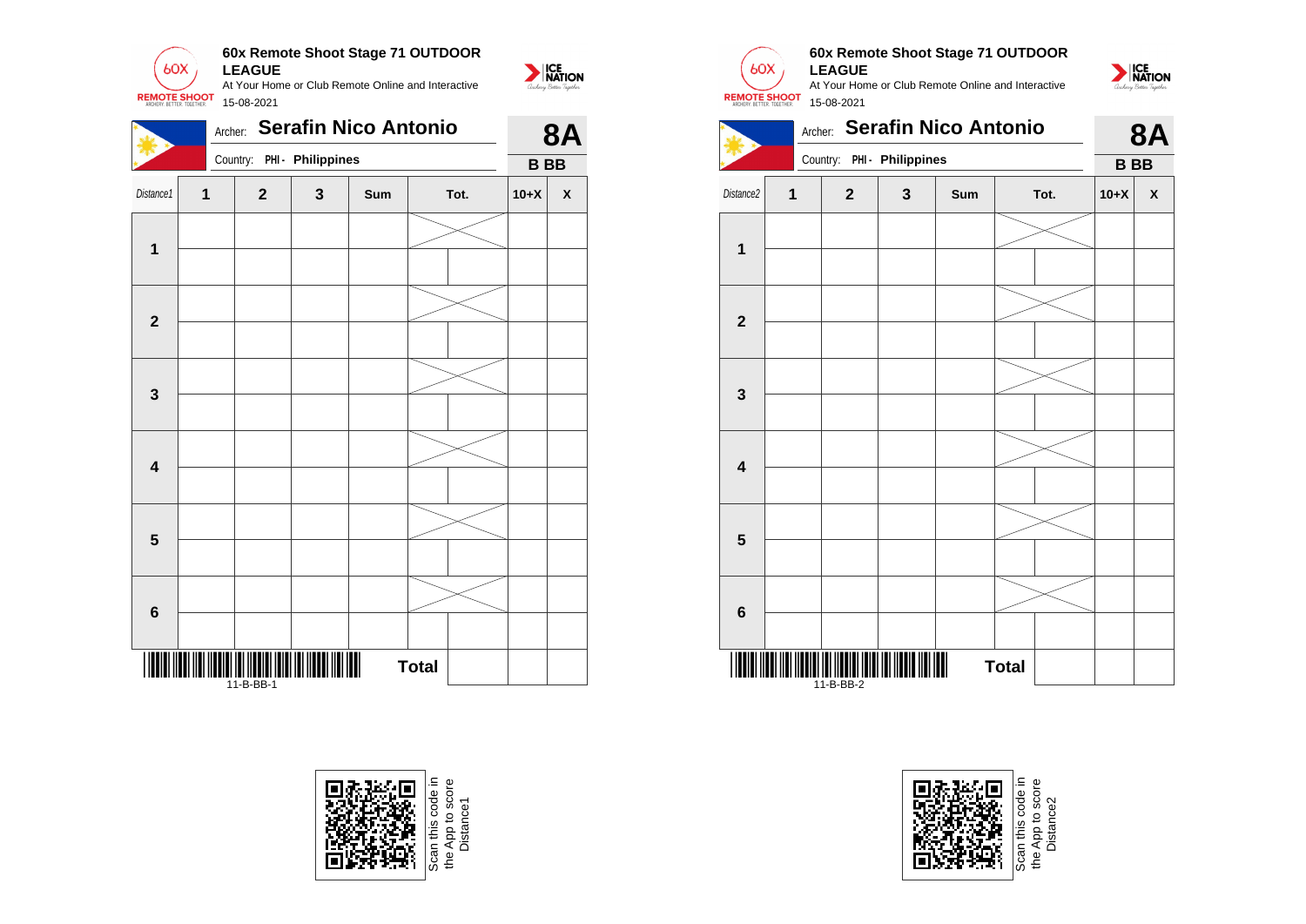## 60x Remote Shoot Stage 71 OUTDOOR LEAGUE

At Your Home or Club Remote Online and Interactive

15-08-2021

Archer: **Serafin Nico Antonio** — **8A**

Country: PHI - Philippines — **B BB**

| Distance1 | 1 | 2 | 3 | Sum | Tot. | | 10+X | X |
|---|---|---|---|---|---|---|---|---|
| 1 | | | | | | | | |
| | | | | | | | | |
| 2 | | | | | | | | |
| | | | | | | | | |
| 3 | | | | | | | | |
| | | | | | | | | |
| 4 | | | | | | | | |
| | | | | | | | | |
| 5 | | | | | | | | |
| | | | | | | | | |
| 6 | | | | | | | | |
| | | | | | | | | |
| | | | | | Total | | | |

11-B-BB-1

Scan this code in the App to score Distance1

## 60x Remote Shoot Stage 71 OUTDOOR LEAGUE

At Your Home or Club Remote Online and Interactive

15-08-2021

Archer: **Serafin Nico Antonio** — **8A**

Country: PHI - Philippines — **B BB**

| Distance2 | 1 | 2 | 3 | Sum | Tot. | | 10+X | X |
|---|---|---|---|---|---|---|---|---|
| 1 | | | | | | | | |
| | | | | | | | | |
| 2 | | | | | | | | |
| | | | | | | | | |
| 3 | | | | | | | | |
| | | | | | | | | |
| 4 | | | | | | | | |
| | | | | | | | | |
| 5 | | | | | | | | |
| | | | | | | | | |
| 6 | | | | | | | | |
| | | | | | | | | |
| | | | | | Total | | | |

11-B-BB-2

Scan this code in the App to score Distance2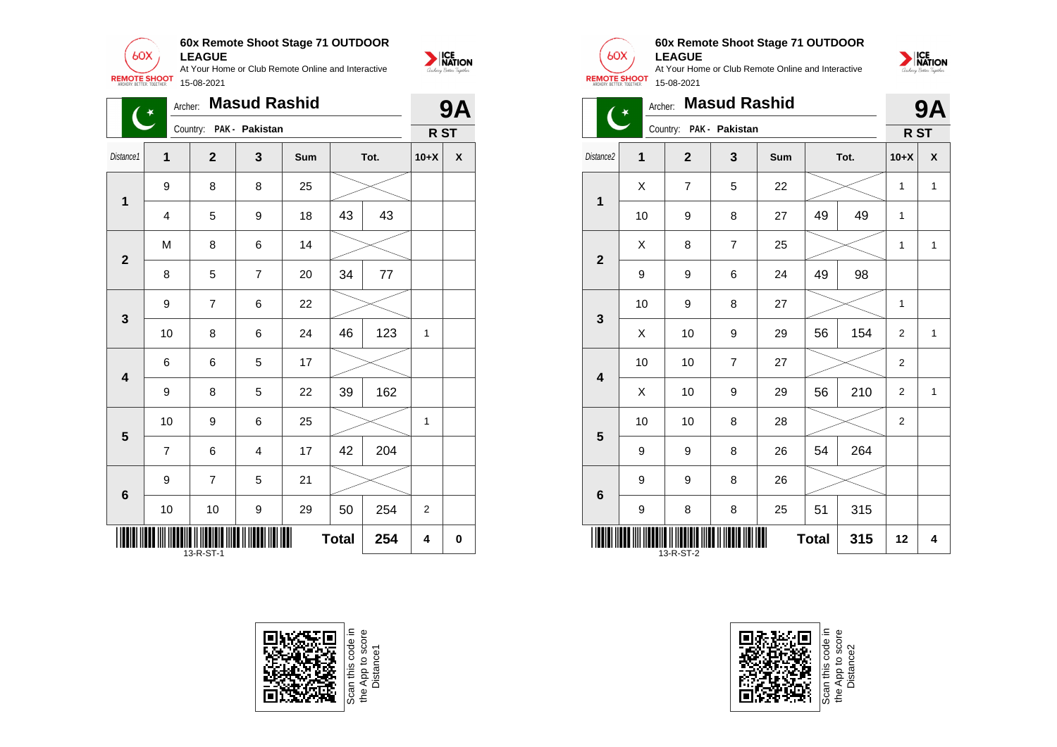## 60x Remote Shoot Stage 71 OUTDOOR LEAGUE

At Your Home or Club Remote Online and Interactive

15-08-2021

Archer: **Masud Rashid** — **9A**

Country: PAK - Pakistan — **R ST**

| Distance1 | 1 | 2 | 3 | Sum | Tot. | | 10+X | X |
|---|---|---|---|---|---|---|---|---|
| 1 | 9 | 8 | 8 | 25 | | | | |
| | 4 | 5 | 9 | 18 | 43 | 43 | | |
| 2 | M | 8 | 6 | 14 | | | | |
| | 8 | 5 | 7 | 20 | 34 | 77 | | |
| 3 | 9 | 7 | 6 | 22 | | | | |
| | 10 | 8 | 6 | 24 | 46 | 123 | 1 | |
| 4 | 6 | 6 | 5 | 17 | | | | |
| | 9 | 8 | 5 | 22 | 39 | 162 | | |
| 5 | 10 | 9 | 6 | 25 | | | 1 | |
| | 7 | 6 | 4 | 17 | 42 | 204 | | |
| 6 | 9 | 7 | 5 | 21 | | | | |
| | 10 | 10 | 9 | 29 | 50 | 254 | 2 | |
| | | | | | **Total** | **254** | **4** | **0** |

13-R-ST-1

Scan this code in the App to score Distance1

## 60x Remote Shoot Stage 71 OUTDOOR LEAGUE

At Your Home or Club Remote Online and Interactive

15-08-2021

Archer: **Masud Rashid** — **9A**

Country: PAK - Pakistan — **R ST**

| Distance2 | 1 | 2 | 3 | Sum | Tot. | | 10+X | X |
|---|---|---|---|---|---|---|---|---|
| 1 | X | 7 | 5 | 22 | | | 1 | 1 |
| | 10 | 9 | 8 | 27 | 49 | 49 | 1 | |
| 2 | X | 8 | 7 | 25 | | | 1 | 1 |
| | 9 | 9 | 6 | 24 | 49 | 98 | | |
| 3 | 10 | 9 | 8 | 27 | | | 1 | |
| | X | 10 | 9 | 29 | 56 | 154 | 2 | 1 |
| 4 | 10 | 10 | 7 | 27 | | | 2 | |
| | X | 10 | 9 | 29 | 56 | 210 | 2 | 1 |
| 5 | 10 | 10 | 8 | 28 | | | 2 | |
| | 9 | 9 | 8 | 26 | 54 | 264 | | |
| 6 | 9 | 9 | 8 | 26 | | | | |
| | 9 | 8 | 8 | 25 | 51 | 315 | | |
| | | | | | **Total** | **315** | **12** | **4** |

13-R-ST-2

Scan this code in the App to score Distance2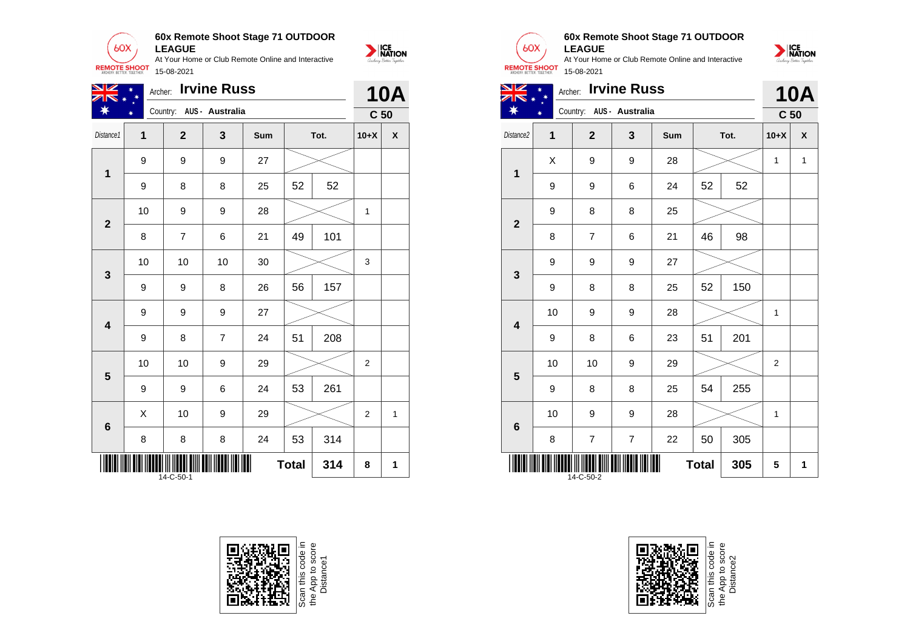## 60x Remote Shoot Stage 71 OUTDOOR LEAGUE

At Your Home or Club Remote Online and Interactive

15-08-2021

Archer: **Irvine Russ** — **10A**

Country: AUS - Australia — **C 50**

| Distance1 | 1 | 2 | 3 | Sum | Tot. | | 10+X | X |
|---|---|---|---|---|---|---|---|---|
| 1 | 9 | 9 | 9 | 27 | | | | |
| | 9 | 8 | 8 | 25 | 52 | 52 | | |
| 2 | 10 | 9 | 9 | 28 | | | 1 | |
| | 8 | 7 | 6 | 21 | 49 | 101 | | |
| 3 | 10 | 10 | 10 | 30 | | | 3 | |
| | 9 | 9 | 8 | 26 | 56 | 157 | | |
| 4 | 9 | 9 | 9 | 27 | | | | |
| | 9 | 8 | 7 | 24 | 51 | 208 | | |
| 5 | 10 | 10 | 9 | 29 | | | 2 | |
| | 9 | 9 | 6 | 24 | 53 | 261 | | |
| 6 | X | 10 | 9 | 29 | | | 2 | 1 |
| | 8 | 8 | 8 | 24 | 53 | 314 | | |
| | | | | | **Total** | **314** | **8** | **1** |

14-C-50-1

Scan this code in the App to score Distance1

## 60x Remote Shoot Stage 71 OUTDOOR LEAGUE

At Your Home or Club Remote Online and Interactive

15-08-2021

Archer: **Irvine Russ** — **10A**

Country: AUS - Australia — **C 50**

| Distance2 | 1 | 2 | 3 | Sum | Tot. | | 10+X | X |
|---|---|---|---|---|---|---|---|---|
| 1 | X | 9 | 9 | 28 | | | 1 | 1 |
| | 9 | 9 | 6 | 24 | 52 | 52 | | |
| 2 | 9 | 8 | 8 | 25 | | | | |
| | 8 | 7 | 6 | 21 | 46 | 98 | | |
| 3 | 9 | 9 | 9 | 27 | | | | |
| | 9 | 8 | 8 | 25 | 52 | 150 | | |
| 4 | 10 | 9 | 9 | 28 | | | 1 | |
| | 9 | 8 | 6 | 23 | 51 | 201 | | |
| 5 | 10 | 10 | 9 | 29 | | | 2 | |
| | 9 | 8 | 8 | 25 | 54 | 255 | | |
| 6 | 10 | 9 | 9 | 28 | | | 1 | |
| | 8 | 7 | 7 | 22 | 50 | 305 | | |
| | | | | | **Total** | **305** | **5** | **1** |

14-C-50-2

Scan this code in the App to score Distance2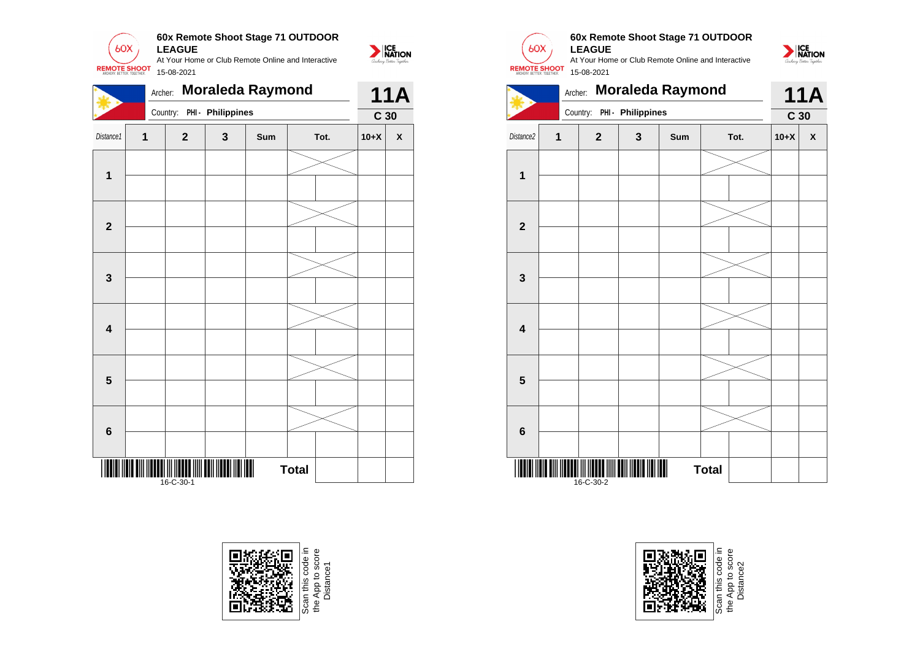**60x Remote Shoot Stage 71 OUTDOOR LEAGUE**

At Your Home or Club Remote Online and Interactive

15-08-2021

Archer: **Moraleda Raymond**

Country: PHI - Philippines

**11A**

**C 30**

| Distance1 | 1 | 2 | 3 | Sum | Tot. | | 10+X | X |
|---|---|---|---|---|---|---|---|---|
| 1 | | | | | | | | |
| | | | | | | | | |
| 2 | | | | | | | | |
| | | | | | | | | |
| 3 | | | | | | | | |
| | | | | | | | | |
| 4 | | | | | | | | |
| | | | | | | | | |
| 5 | | | | | | | | |
| | | | | | | | | |
| 6 | | | | | | | | |
| | | | | | | | | |
| | | | | | Total | | | |

16-C-30-1

Scan this code in the App to score Distance1

**60x Remote Shoot Stage 71 OUTDOOR LEAGUE**

At Your Home or Club Remote Online and Interactive

15-08-2021

Archer: **Moraleda Raymond**

Country: PHI - Philippines

**11A**

**C 30**

| Distance2 | 1 | 2 | 3 | Sum | Tot. | | 10+X | X |
|---|---|---|---|---|---|---|---|---|
| 1 | | | | | | | | |
| | | | | | | | | |
| 2 | | | | | | | | |
| | | | | | | | | |
| 3 | | | | | | | | |
| | | | | | | | | |
| 4 | | | | | | | | |
| | | | | | | | | |
| 5 | | | | | | | | |
| | | | | | | | | |
| 6 | | | | | | | | |
| | | | | | | | | |
| | | | | | Total | | | |

16-C-30-2

Scan this code in the App to score Distance2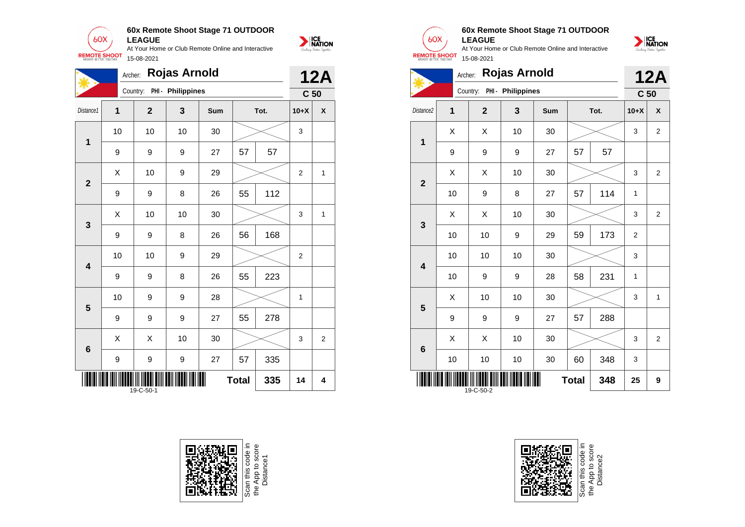**60x Remote Shoot Stage 71 OUTDOOR LEAGUE**
At Your Home or Club Remote Online and Interactive
15-08-2021

Archer: **Rojas Arnold** — **12A**
Country: PHI - Philippines — **C 50**

| Distance1 | 1 | 2 | 3 | Sum | Tot. | | 10+X | X |
|---|---|---|---|---|---|---|---|---|
| 1 | 10 | 10 | 10 | 30 | | | 3 | |
| | 9 | 9 | 9 | 27 | 57 | 57 | | |
| 2 | X | 10 | 9 | 29 | | | 2 | 1 |
| | 9 | 9 | 8 | 26 | 55 | 112 | | |
| 3 | X | 10 | 10 | 30 | | | 3 | 1 |
| | 9 | 9 | 8 | 26 | 56 | 168 | | |
| 4 | 10 | 10 | 9 | 29 | | | 2 | |
| | 9 | 9 | 8 | 26 | 55 | 223 | | |
| 5 | 10 | 9 | 9 | 28 | | | 1 | |
| | 9 | 9 | 9 | 27 | 55 | 278 | | |
| 6 | X | X | 10 | 30 | | | 3 | 2 |
| | 9 | 9 | 9 | 27 | 57 | 335 | | |
| | | | | | Total | 335 | 14 | 4 |

19-C-50-1

Scan this code in the App to score Distance1

**60x Remote Shoot Stage 71 OUTDOOR LEAGUE**
At Your Home or Club Remote Online and Interactive
15-08-2021

Archer: **Rojas Arnold** — **12A**
Country: PHI - Philippines — **C 50**

| Distance2 | 1 | 2 | 3 | Sum | Tot. | | 10+X | X |
|---|---|---|---|---|---|---|---|---|
| 1 | X | X | 10 | 30 | | | 3 | 2 |
| | 9 | 9 | 9 | 27 | 57 | 57 | | |
| 2 | X | X | 10 | 30 | | | 3 | 2 |
| | 10 | 9 | 8 | 27 | 57 | 114 | 1 | |
| 3 | X | X | 10 | 30 | | | 3 | 2 |
| | 10 | 10 | 9 | 29 | 59 | 173 | 2 | |
| 4 | 10 | 10 | 10 | 30 | | | 3 | |
| | 10 | 9 | 9 | 28 | 58 | 231 | 1 | |
| 5 | X | 10 | 10 | 30 | | | 3 | 1 |
| | 9 | 9 | 9 | 27 | 57 | 288 | | |
| 6 | X | X | 10 | 30 | | | 3 | 2 |
| | 10 | 10 | 10 | 30 | 60 | 348 | 3 | |
| | | | | | Total | 348 | 25 | 9 |

19-C-50-2

Scan this code in the App to score Distance2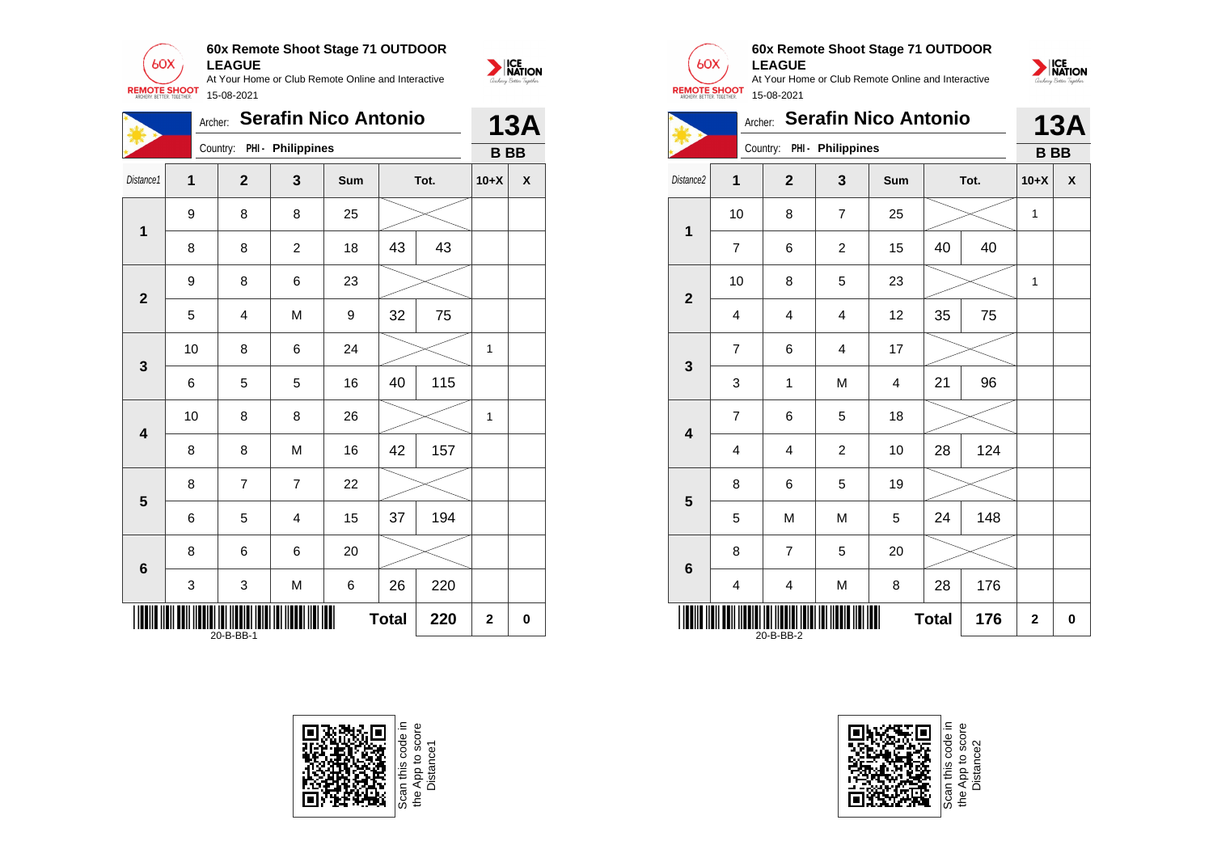## 60x Remote Shoot Stage 71 OUTDOOR LEAGUE

At Your Home or Club Remote Online and Interactive

15-08-2021

Archer: **Serafin Nico Antonio**

Country: PHI - Philippines

**13A**

**B BB**

| Distance1 | 1 | 2 | 3 | Sum | Tot. | | 10+X | X |
|---|---|---|---|---|---|---|---|---|
| 1 | 9 | 8 | 8 | 25 | | | | |
| | 8 | 8 | 2 | 18 | 43 | 43 | | |
| 2 | 9 | 8 | 6 | 23 | | | | |
| | 5 | 4 | M | 9 | 32 | 75 | | |
| 3 | 10 | 8 | 6 | 24 | | | 1 | |
| | 6 | 5 | 5 | 16 | 40 | 115 | | |
| 4 | 10 | 8 | 8 | 26 | | | 1 | |
| | 8 | 8 | M | 16 | 42 | 157 | | |
| 5 | 8 | 7 | 7 | 22 | | | | |
| | 6 | 5 | 4 | 15 | 37 | 194 | | |
| 6 | 8 | 6 | 6 | 20 | | | | |
| | 3 | 3 | M | 6 | 26 | 220 | | |
| | | | | | **Total** | **220** | **2** | **0** |

20-B-BB-1

## 60x Remote Shoot Stage 71 OUTDOOR LEAGUE

At Your Home or Club Remote Online and Interactive

15-08-2021

Archer: **Serafin Nico Antonio**

Country: PHI - Philippines

**13A**

**B BB**

| Distance2 | 1 | 2 | 3 | Sum | Tot. | | 10+X | X |
|---|---|---|---|---|---|---|---|---|
| 1 | 10 | 8 | 7 | 25 | | | 1 | |
| | 7 | 6 | 2 | 15 | 40 | 40 | | |
| 2 | 10 | 8 | 5 | 23 | | | 1 | |
| | 4 | 4 | 4 | 12 | 35 | 75 | | |
| 3 | 7 | 6 | 4 | 17 | | | | |
| | 3 | 1 | M | 4 | 21 | 96 | | |
| 4 | 7 | 6 | 5 | 18 | | | | |
| | 4 | 4 | 2 | 10 | 28 | 124 | | |
| 5 | 8 | 6 | 5 | 19 | | | | |
| | 5 | M | M | 5 | 24 | 148 | | |
| 6 | 8 | 7 | 5 | 20 | | | | |
| | 4 | 4 | M | 8 | 28 | 176 | | |
| | | | | | **Total** | **176** | **2** | **0** |

20-B-BB-2

Scan this code in the App to score Distance1

Scan this code in the App to score Distance2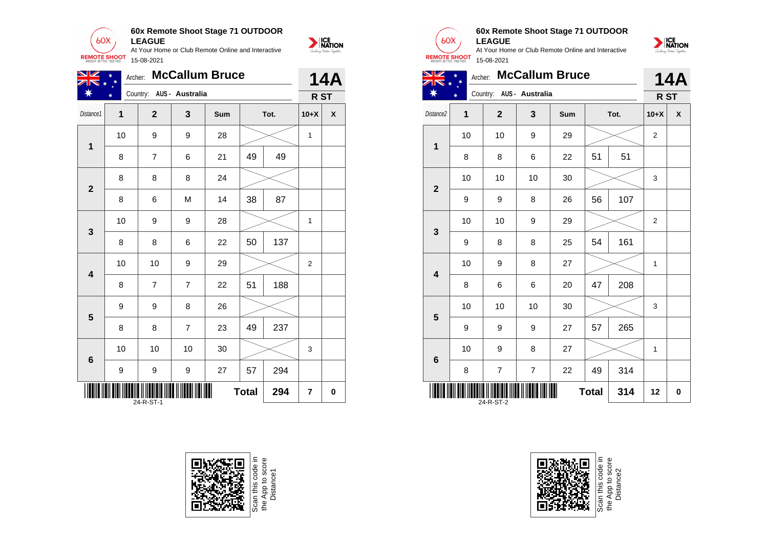## 60x Remote Shoot Stage 71 OUTDOOR LEAGUE

At Your Home or Club Remote Online and Interactive

15-08-2021

Archer: **McCallum Bruce** — **14A**

Country: AUS - Australia — **R ST**

| Distance1 | 1 | 2 | 3 | Sum | Tot. | | 10+X | X |
|---|---|---|---|---|---|---|---|---|
| 1 | 10 | 9 | 9 | 28 | | | 1 | |
| | 8 | 7 | 6 | 21 | 49 | 49 | | |
| 2 | 8 | 8 | 8 | 24 | | | | |
| | 8 | 6 | M | 14 | 38 | 87 | | |
| 3 | 10 | 9 | 9 | 28 | | | 1 | |
| | 8 | 8 | 6 | 22 | 50 | 137 | | |
| 4 | 10 | 10 | 9 | 29 | | | 2 | |
| | 8 | 7 | 7 | 22 | 51 | 188 | | |
| 5 | 9 | 9 | 8 | 26 | | | | |
| | 8 | 8 | 7 | 23 | 49 | 237 | | |
| 6 | 10 | 10 | 10 | 30 | | | 3 | |
| | 9 | 9 | 9 | 27 | 57 | 294 | | |
| | | | | | **Total** | **294** | **7** | **0** |

24-R-ST-1

Scan this code in the App to score Distance1

## 60x Remote Shoot Stage 71 OUTDOOR LEAGUE

At Your Home or Club Remote Online and Interactive

15-08-2021

Archer: **McCallum Bruce** — **14A**

Country: AUS - Australia — **R ST**

| Distance2 | 1 | 2 | 3 | Sum | Tot. | | 10+X | X |
|---|---|---|---|---|---|---|---|---|
| 1 | 10 | 10 | 9 | 29 | | | 2 | |
| | 8 | 8 | 6 | 22 | 51 | 51 | | |
| 2 | 10 | 10 | 10 | 30 | | | 3 | |
| | 9 | 9 | 8 | 26 | 56 | 107 | | |
| 3 | 10 | 10 | 9 | 29 | | | 2 | |
| | 9 | 8 | 8 | 25 | 54 | 161 | | |
| 4 | 10 | 9 | 8 | 27 | | | 1 | |
| | 8 | 6 | 6 | 20 | 47 | 208 | | |
| 5 | 10 | 10 | 10 | 30 | | | 3 | |
| | 9 | 9 | 9 | 27 | 57 | 265 | | |
| 6 | 10 | 9 | 8 | 27 | | | 1 | |
| | 8 | 7 | 7 | 22 | 49 | 314 | | |
| | | | | | **Total** | **314** | **12** | **0** |

24-R-ST-2

Scan this code in the App to score Distance2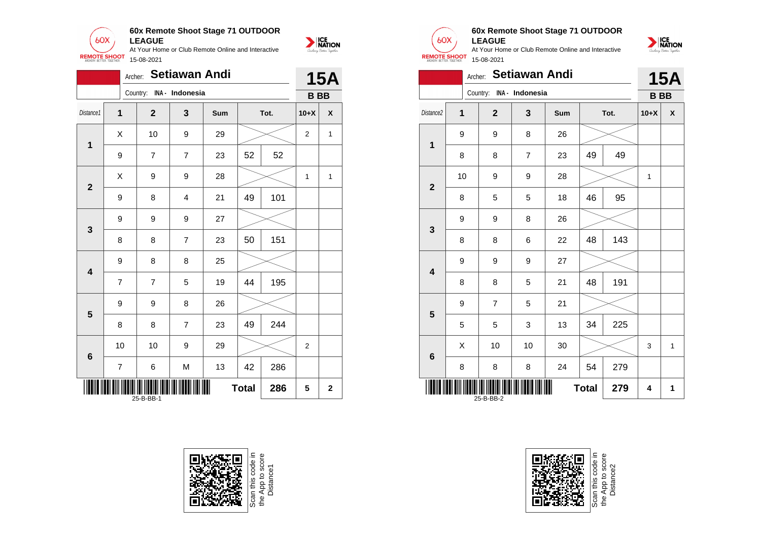**60x Remote Shoot Stage 71 OUTDOOR LEAGUE**
At Your Home or Club Remote Online and Interactive
15-08-2021

Archer: **Setiawan Andi** — **15A**
Country: INA - Indonesia — **B BB**

| Distance1 | 1 | 2 | 3 | Sum | Tot. | | 10+X | X |
|---|---|---|---|---|---|---|---|---|
| 1 | X | 10 | 9 | 29 | | | 2 | 1 |
| | 9 | 7 | 7 | 23 | 52 | 52 | | |
| 2 | X | 9 | 9 | 28 | | | 1 | 1 |
| | 9 | 8 | 4 | 21 | 49 | 101 | | |
| 3 | 9 | 9 | 9 | 27 | | | | |
| | 8 | 8 | 7 | 23 | 50 | 151 | | |
| 4 | 9 | 8 | 8 | 25 | | | | |
| | 7 | 7 | 5 | 19 | 44 | 195 | | |
| 5 | 9 | 9 | 8 | 26 | | | | |
| | 8 | 8 | 7 | 23 | 49 | 244 | | |
| 6 | 10 | 10 | 9 | 29 | | | 2 | |
| | 7 | 6 | M | 13 | 42 | 286 | | |
| | | | | | Total | 286 | 5 | 2 |

25-B-BB-1

**60x Remote Shoot Stage 71 OUTDOOR LEAGUE**
At Your Home or Club Remote Online and Interactive
15-08-2021

Archer: **Setiawan Andi** — **15A**
Country: INA - Indonesia — **B BB**

| Distance2 | 1 | 2 | 3 | Sum | Tot. | | 10+X | X |
|---|---|---|---|---|---|---|---|---|
| 1 | 9 | 9 | 8 | 26 | | | | |
| | 8 | 8 | 7 | 23 | 49 | 49 | | |
| 2 | 10 | 9 | 9 | 28 | | | 1 | |
| | 8 | 5 | 5 | 18 | 46 | 95 | | |
| 3 | 9 | 9 | 8 | 26 | | | | |
| | 8 | 8 | 6 | 22 | 48 | 143 | | |
| 4 | 9 | 9 | 9 | 27 | | | | |
| | 8 | 8 | 5 | 21 | 48 | 191 | | |
| 5 | 9 | 7 | 5 | 21 | | | | |
| | 5 | 5 | 3 | 13 | 34 | 225 | | |
| 6 | X | 10 | 10 | 30 | | | 3 | 1 |
| | 8 | 8 | 8 | 24 | 54 | 279 | | |
| | | | | | Total | 279 | 4 | 1 |

25-B-BB-2

Scan this code in the App to score Distance1

Scan this code in the App to score Distance2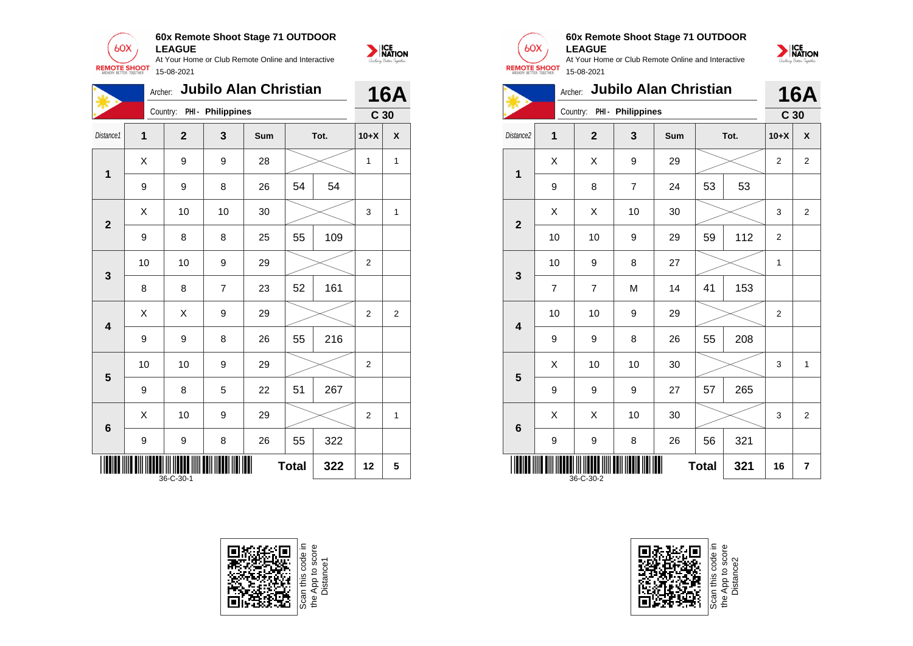**60x Remote Shoot Stage 71 OUTDOOR LEAGUE**
At Your Home or Club Remote Online and Interactive
15-08-2021

Archer: **Jubilo Alan Christian**
Country: PHI - Philippines

**16A**
**C 30**

| Distance1 | 1 | 2 | 3 | Sum | Tot. | | 10+X | X |
|---|---|---|---|---|---|---|---|---|
| 1 | X | 9 | 9 | 28 | | | 1 | 1 |
| | 9 | 9 | 8 | 26 | 54 | 54 | | |
| 2 | X | 10 | 10 | 30 | | | 3 | 1 |
| | 9 | 8 | 8 | 25 | 55 | 109 | | |
| 3 | 10 | 10 | 9 | 29 | | | 2 | |
| | 8 | 8 | 7 | 23 | 52 | 161 | | |
| 4 | X | X | 9 | 29 | | | 2 | 2 |
| | 9 | 9 | 8 | 26 | 55 | 216 | | |
| 5 | 10 | 10 | 9 | 29 | | | 2 | |
| | 9 | 8 | 5 | 22 | 51 | 267 | | |
| 6 | X | 10 | 9 | 29 | | | 2 | 1 |
| | 9 | 9 | 8 | 26 | 55 | 322 | | |
| | | | | | Total | 322 | 12 | 5 |

36-C-30-1

Scan this code in the App to score Distance1

**60x Remote Shoot Stage 71 OUTDOOR LEAGUE**
At Your Home or Club Remote Online and Interactive
15-08-2021

Archer: **Jubilo Alan Christian**
Country: PHI - Philippines

**16A**
**C 30**

| Distance2 | 1 | 2 | 3 | Sum | Tot. | | 10+X | X |
|---|---|---|---|---|---|---|---|---|
| 1 | X | X | 9 | 29 | | | 2 | 2 |
| | 9 | 8 | 7 | 24 | 53 | 53 | | |
| 2 | X | X | 10 | 30 | | | 3 | 2 |
| | 10 | 10 | 9 | 29 | 59 | 112 | 2 | |
| 3 | 10 | 9 | 8 | 27 | | | 1 | |
| | 7 | 7 | M | 14 | 41 | 153 | | |
| 4 | 10 | 10 | 9 | 29 | | | 2 | |
| | 9 | 9 | 8 | 26 | 55 | 208 | | |
| 5 | X | 10 | 10 | 30 | | | 3 | 1 |
| | 9 | 9 | 9 | 27 | 57 | 265 | | |
| 6 | X | X | 10 | 30 | | | 3 | 2 |
| | 9 | 9 | 8 | 26 | 56 | 321 | | |
| | | | | | Total | 321 | 16 | 7 |

36-C-30-2

Scan this code in the App to score Distance2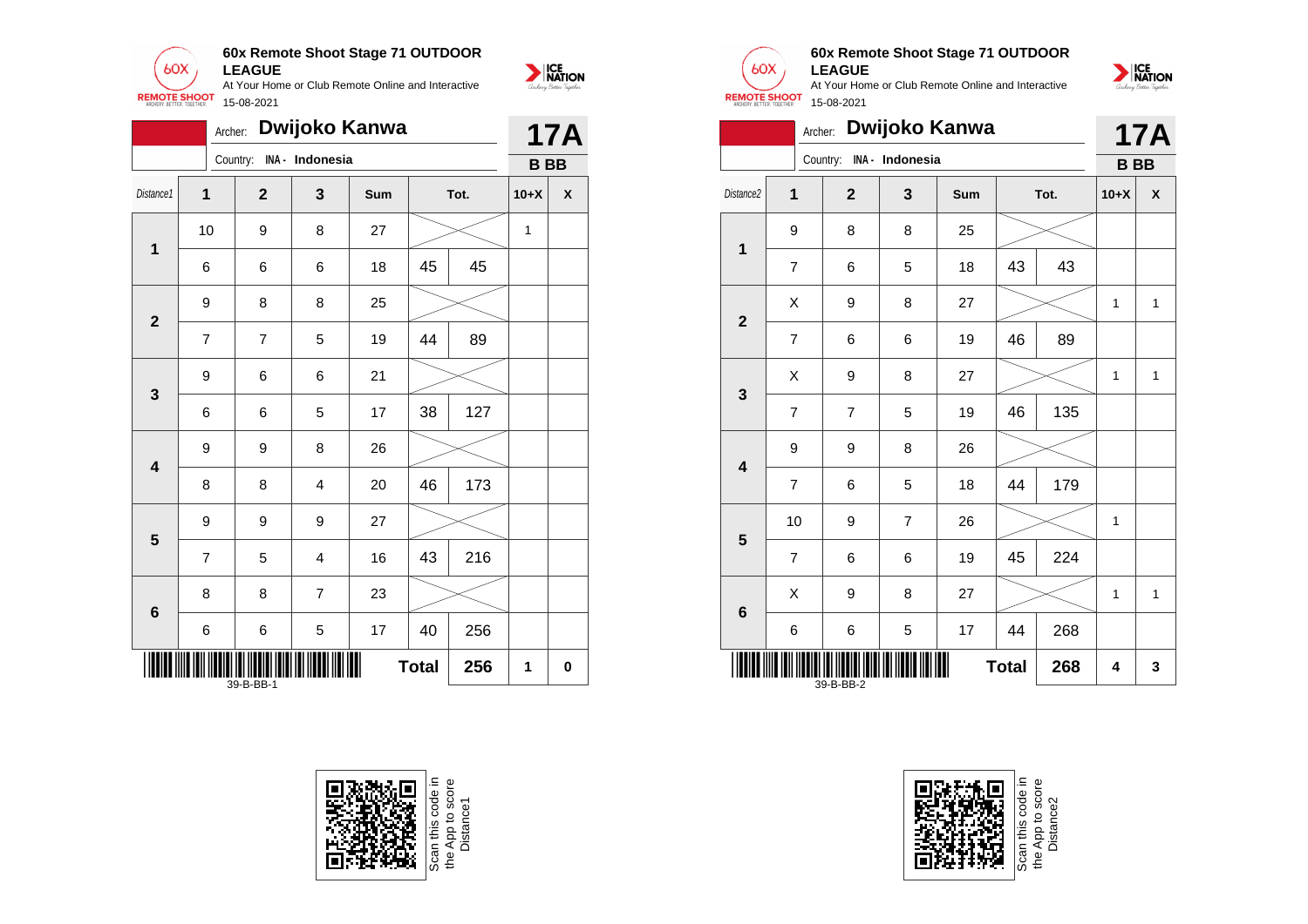## 60x Remote Shoot Stage 71 OUTDOOR LEAGUE

At Your Home or Club Remote Online and Interactive

15-08-2021

Archer: **Dwijoko Kanwa**

Country: INA - Indonesia

**17A**

**B BB**

| Distance1 | 1 | 2 | 3 | Sum | Tot. | | 10+X | X |
|---|---|---|---|---|---|---|---|---|
| 1 | 10 | 9 | 8 | 27 | | | 1 | |
| | 6 | 6 | 6 | 18 | 45 | 45 | | |
| 2 | 9 | 8 | 8 | 25 | | | | |
| | 7 | 7 | 5 | 19 | 44 | 89 | | |
| 3 | 9 | 6 | 6 | 21 | | | | |
| | 6 | 6 | 5 | 17 | 38 | 127 | | |
| 4 | 9 | 9 | 8 | 26 | | | | |
| | 8 | 8 | 4 | 20 | 46 | 173 | | |
| 5 | 9 | 9 | 9 | 27 | | | | |
| | 7 | 5 | 4 | 16 | 43 | 216 | | |
| 6 | 8 | 8 | 7 | 23 | | | | |
| | 6 | 6 | 5 | 17 | 40 | 256 | | |
| | | | | | **Total** | **256** | **1** | **0** |

39-B-BB-1

Scan this code in the App to score Distance1

## 60x Remote Shoot Stage 71 OUTDOOR LEAGUE

At Your Home or Club Remote Online and Interactive

15-08-2021

Archer: **Dwijoko Kanwa**

Country: INA - Indonesia

**17A**

**B BB**

| Distance2 | 1 | 2 | 3 | Sum | Tot. | | 10+X | X |
|---|---|---|---|---|---|---|---|---|
| 1 | 9 | 8 | 8 | 25 | | | | |
| | 7 | 6 | 5 | 18 | 43 | 43 | | |
| 2 | X | 9 | 8 | 27 | | | 1 | 1 |
| | 7 | 6 | 6 | 19 | 46 | 89 | | |
| 3 | X | 9 | 8 | 27 | | | 1 | 1 |
| | 7 | 7 | 5 | 19 | 46 | 135 | | |
| 4 | 9 | 9 | 8 | 26 | | | | |
| | 7 | 6 | 5 | 18 | 44 | 179 | | |
| 5 | 10 | 9 | 7 | 26 | | | 1 | |
| | 7 | 6 | 6 | 19 | 45 | 224 | | |
| 6 | X | 9 | 8 | 27 | | | 1 | 1 |
| | 6 | 6 | 5 | 17 | 44 | 268 | | |
| | | | | | **Total** | **268** | **4** | **3** |

39-B-BB-2

Scan this code in the App to score Distance2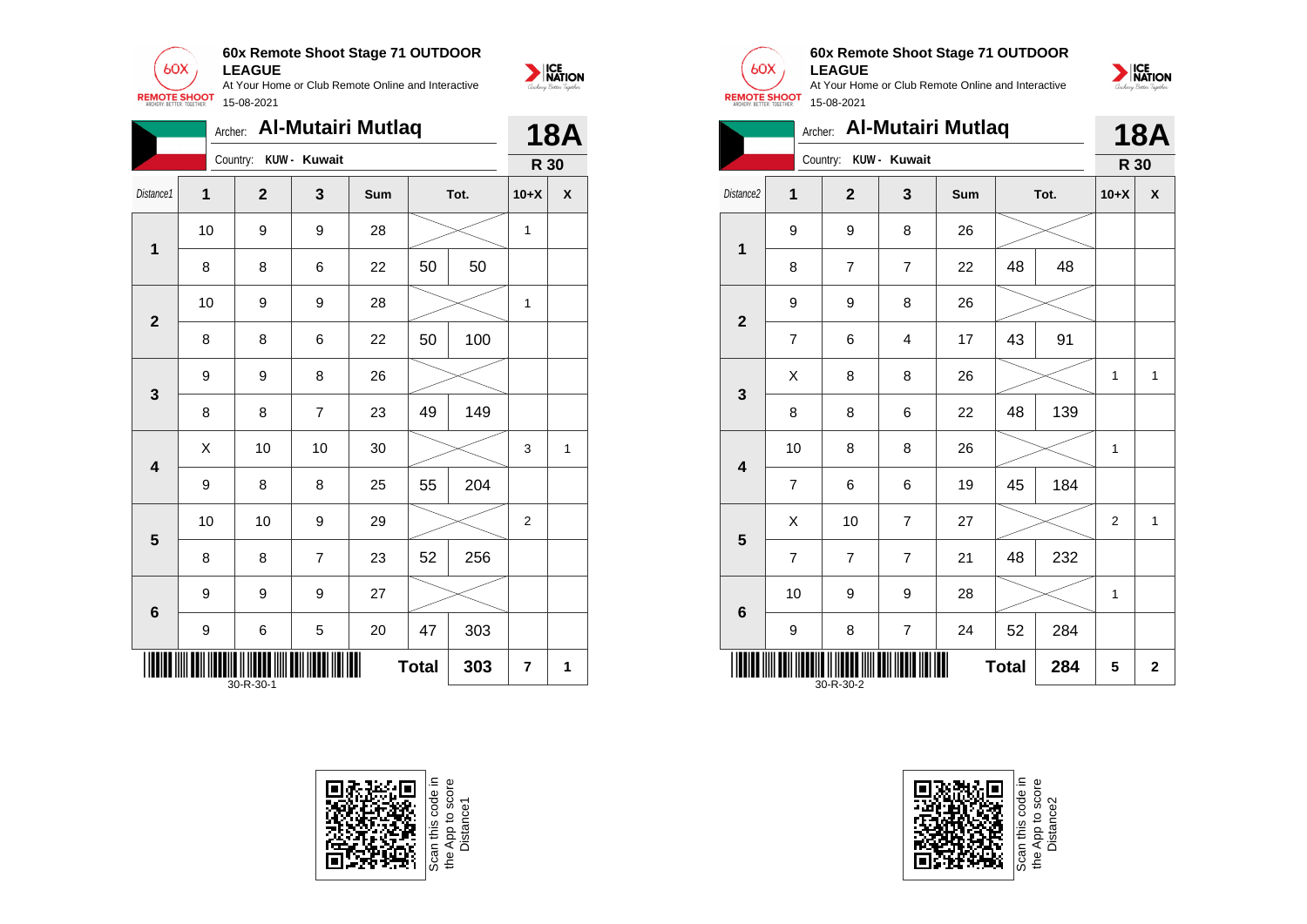## 60x Remote Shoot Stage 71 OUTDOOR LEAGUE

At Your Home or Club Remote Online and Interactive

15-08-2021

Archer: **Al-Mutairi Mutlaq**

Country: **KUW - Kuwait**

**18A**

**R 30**

| Distance1 | 1 | 2 | 3 | Sum | Tot. | | 10+X | X |
|---|---|---|---|---|---|---|---|---|
| 1 | 10 | 9 | 9 | 28 | | | 1 | |
| | 8 | 8 | 6 | 22 | 50 | 50 | | |
| 2 | 10 | 9 | 9 | 28 | | | 1 | |
| | 8 | 8 | 6 | 22 | 50 | 100 | | |
| 3 | 9 | 9 | 8 | 26 | | | | |
| | 8 | 8 | 7 | 23 | 49 | 149 | | |
| 4 | X | 10 | 10 | 30 | | | 3 | 1 |
| | 9 | 8 | 8 | 25 | 55 | 204 | | |
| 5 | 10 | 10 | 9 | 29 | | | 2 | |
| | 8 | 8 | 7 | 23 | 52 | 256 | | |
| 6 | 9 | 9 | 9 | 27 | | | | |
| | 9 | 6 | 5 | 20 | 47 | 303 | | |
| | | | | | **Total** | **303** | **7** | **1** |

30-R-30-1

Scan this code in the App to score Distance1

## 60x Remote Shoot Stage 71 OUTDOOR LEAGUE

At Your Home or Club Remote Online and Interactive

15-08-2021

Archer: **Al-Mutairi Mutlaq**

Country: **KUW - Kuwait**

**18A**

**R 30**

| Distance2 | 1 | 2 | 3 | Sum | Tot. | | 10+X | X |
|---|---|---|---|---|---|---|---|---|
| 1 | 9 | 9 | 8 | 26 | | | | |
| | 8 | 7 | 7 | 22 | 48 | 48 | | |
| 2 | 9 | 9 | 8 | 26 | | | | |
| | 7 | 6 | 4 | 17 | 43 | 91 | | |
| 3 | X | 8 | 8 | 26 | | | 1 | 1 |
| | 8 | 8 | 6 | 22 | 48 | 139 | | |
| 4 | 10 | 8 | 8 | 26 | | | 1 | |
| | 7 | 6 | 6 | 19 | 45 | 184 | | |
| 5 | X | 10 | 7 | 27 | | | 2 | 1 |
| | 7 | 7 | 7 | 21 | 48 | 232 | | |
| 6 | 10 | 9 | 9 | 28 | | | 1 | |
| | 9 | 8 | 7 | 24 | 52 | 284 | | |
| | | | | | **Total** | **284** | **5** | **2** |

30-R-30-2

Scan this code in the App to score Distance2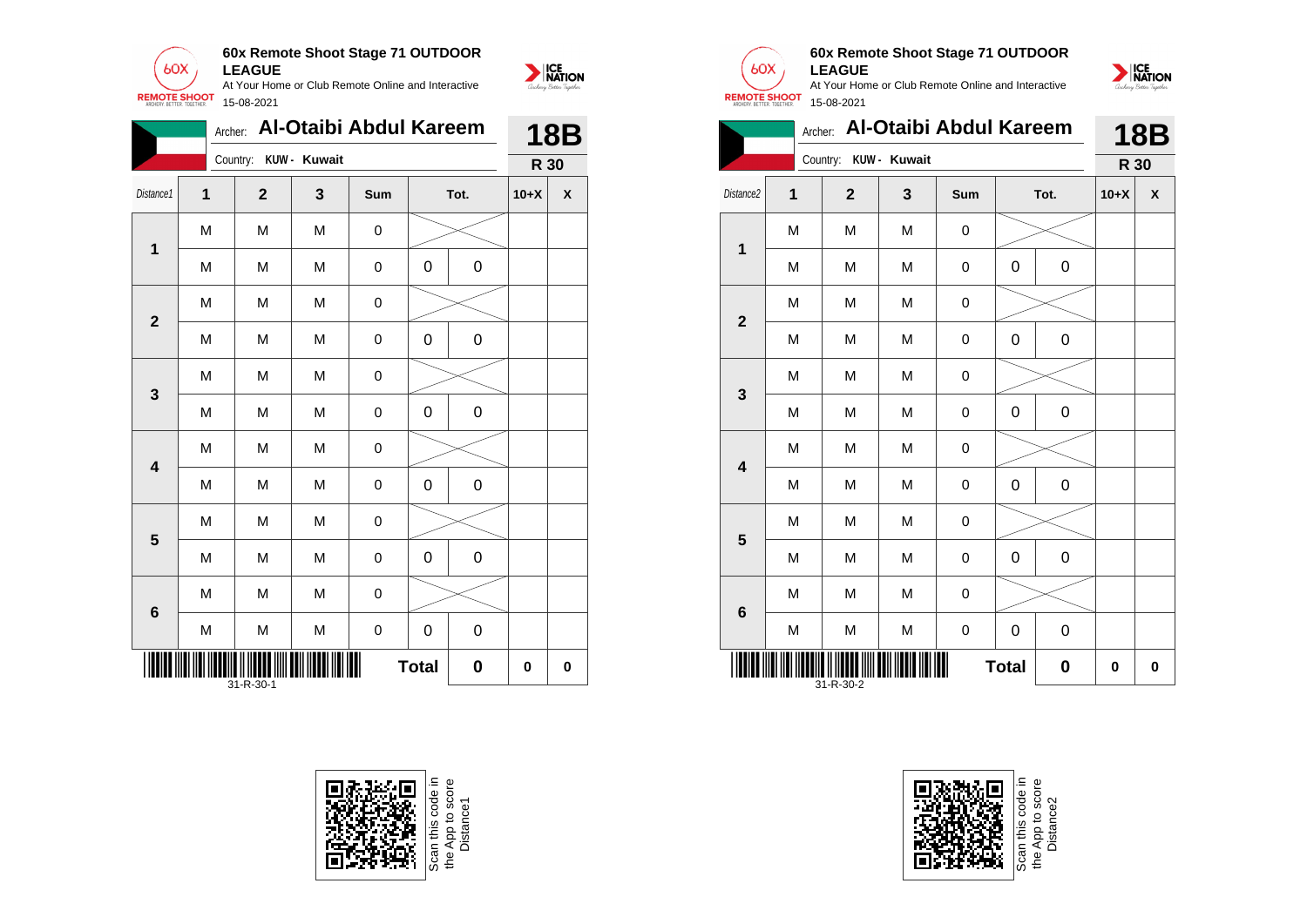## 60x Remote Shoot Stage 71 OUTDOOR LEAGUE

At Your Home or Club Remote Online and Interactive

15-08-2021

Archer: **Al-Otaibi Abdul Kareem**

Country: KUW - Kuwait

**18B**

**R 30**

| Distance1 | 1 | 2 | 3 | Sum | Tot. | | 10+X | X |
|---|---|---|---|---|---|---|---|---|
| **1** | M | M | M | 0 | | | | |
| | M | M | M | 0 | 0 | 0 | | |
| **2** | M | M | M | 0 | | | | |
| | M | M | M | 0 | 0 | 0 | | |
| **3** | M | M | M | 0 | | | | |
| | M | M | M | 0 | 0 | 0 | | |
| **4** | M | M | M | 0 | | | | |
| | M | M | M | 0 | 0 | 0 | | |
| **5** | M | M | M | 0 | | | | |
| | M | M | M | 0 | 0 | 0 | | |
| **6** | M | M | M | 0 | | | | |
| | M | M | M | 0 | 0 | 0 | | |
| | | | | | **Total** | **0** | **0** | **0** |

31-R-30-1

Scan this code in the App to score Distance1

## 60x Remote Shoot Stage 71 OUTDOOR LEAGUE

At Your Home or Club Remote Online and Interactive

15-08-2021

Archer: **Al-Otaibi Abdul Kareem**

Country: KUW - Kuwait

**18B**

**R 30**

| Distance2 | 1 | 2 | 3 | Sum | Tot. | | 10+X | X |
|---|---|---|---|---|---|---|---|---|
| **1** | M | M | M | 0 | | | | |
| | M | M | M | 0 | 0 | 0 | | |
| **2** | M | M | M | 0 | | | | |
| | M | M | M | 0 | 0 | 0 | | |
| **3** | M | M | M | 0 | | | | |
| | M | M | M | 0 | 0 | 0 | | |
| **4** | M | M | M | 0 | | | | |
| | M | M | M | 0 | 0 | 0 | | |
| **5** | M | M | M | 0 | | | | |
| | M | M | M | 0 | 0 | 0 | | |
| **6** | M | M | M | 0 | | | | |
| | M | M | M | 0 | 0 | 0 | | |
| | | | | | **Total** | **0** | **0** | **0** |

31-R-30-2

Scan this code in the App to score Distance2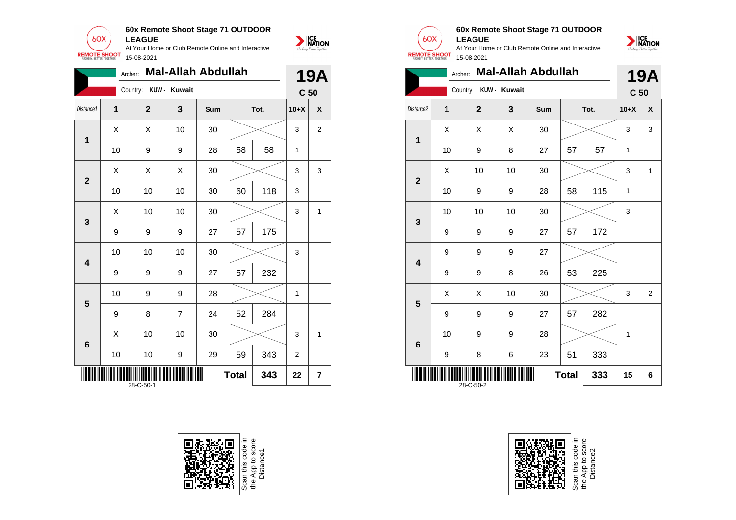## 60x Remote Shoot Stage 71 OUTDOOR LEAGUE

At Your Home or Club Remote Online and Interactive

15-08-2021

Archer: **Mal-Allah Abdullah**

Country: **KUW - Kuwait**

**19A**

**C 50**

| Distance1 | 1 | 2 | 3 | Sum | Tot. | | 10+X | X |
|---|---|---|---|---|---|---|---|---|
| 1 | X | X | 10 | 30 | | | 3 | 2 |
| | 10 | 9 | 9 | 28 | 58 | 58 | 1 | |
| 2 | X | X | X | 30 | | | 3 | 3 |
| | 10 | 10 | 10 | 30 | 60 | 118 | 3 | |
| 3 | X | 10 | 10 | 30 | | | 3 | 1 |
| | 9 | 9 | 9 | 27 | 57 | 175 | | |
| 4 | 10 | 10 | 10 | 30 | | | 3 | |
| | 9 | 9 | 9 | 27 | 57 | 232 | | |
| 5 | 10 | 9 | 9 | 28 | | | 1 | |
| | 9 | 8 | 7 | 24 | 52 | 284 | | |
| 6 | X | 10 | 10 | 30 | | | 3 | 1 |
| | 10 | 10 | 9 | 29 | 59 | 343 | 2 | |
| | | | | | **Total** | **343** | **22** | **7** |

28-C-50-1

Scan this code in the App to score Distance1

## 60x Remote Shoot Stage 71 OUTDOOR LEAGUE

At Your Home or Club Remote Online and Interactive

15-08-2021

Archer: **Mal-Allah Abdullah**

Country: **KUW - Kuwait**

**19A**

**C 50**

| Distance2 | 1 | 2 | 3 | Sum | Tot. | | 10+X | X |
|---|---|---|---|---|---|---|---|---|
| 1 | X | X | X | 30 | | | 3 | 3 |
| | 10 | 9 | 8 | 27 | 57 | 57 | 1 | |
| 2 | X | 10 | 10 | 30 | | | 3 | 1 |
| | 10 | 9 | 9 | 28 | 58 | 115 | 1 | |
| 3 | 10 | 10 | 10 | 30 | | | 3 | |
| | 9 | 9 | 9 | 27 | 57 | 172 | | |
| 4 | 9 | 9 | 9 | 27 | | | | |
| | 9 | 9 | 8 | 26 | 53 | 225 | | |
| 5 | X | X | 10 | 30 | | | 3 | 2 |
| | 9 | 9 | 9 | 27 | 57 | 282 | | |
| 6 | 10 | 9 | 9 | 28 | | | 1 | |
| | 9 | 8 | 6 | 23 | 51 | 333 | | |
| | | | | | **Total** | **333** | **15** | **6** |

28-C-50-2

Scan this code in the App to score Distance2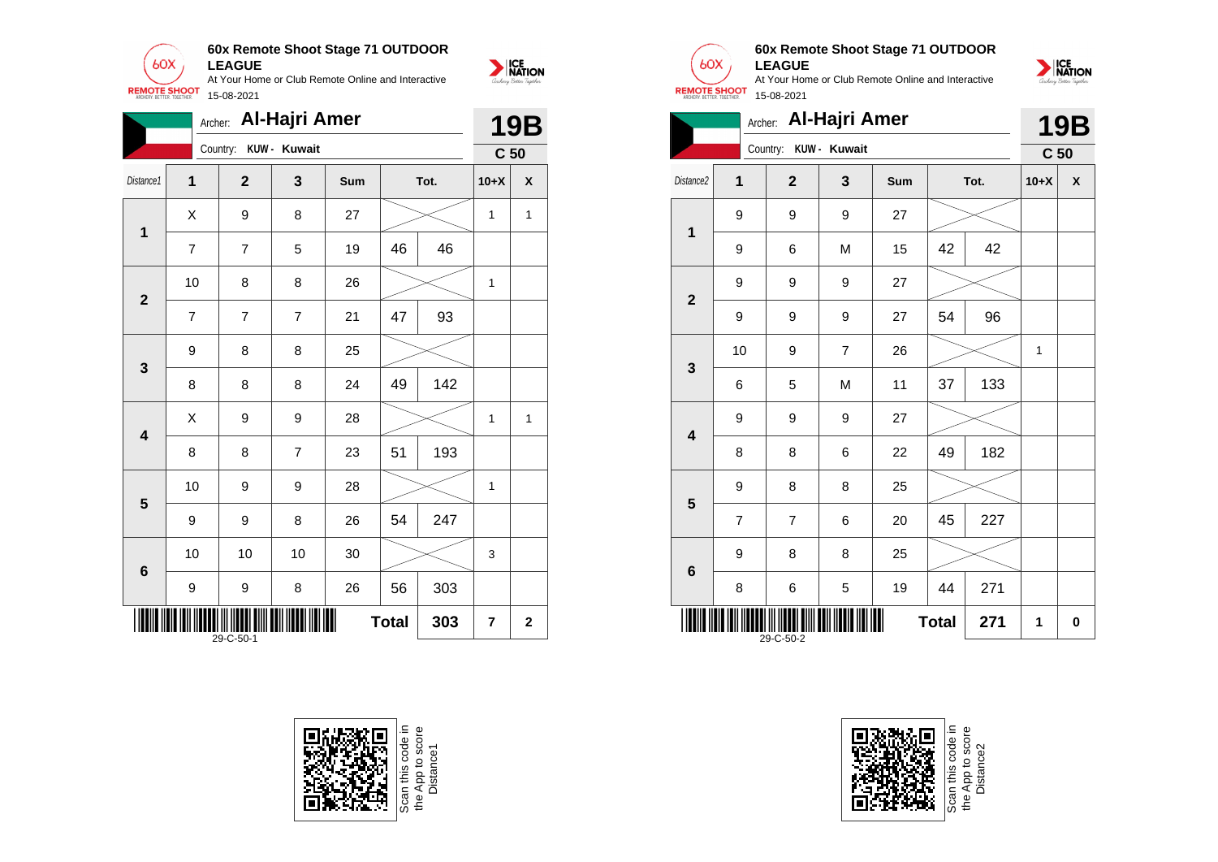**60x Remote Shoot Stage 71 OUTDOOR LEAGUE**
At Your Home or Club Remote Online and Interactive
15-08-2021

Archer: **Al-Hajri Amer**
Country: **KUW - Kuwait**
**19B**
**C 50**

| Distance1 | 1 | 2 | 3 | Sum | Tot. | | 10+X | X |
|---|---|---|---|---|---|---|---|---|
| 1 | X | 9 | 8 | 27 | | | 1 | 1 |
| | 7 | 7 | 5 | 19 | 46 | 46 | | |
| 2 | 10 | 8 | 8 | 26 | | | 1 | |
| | 7 | 7 | 7 | 21 | 47 | 93 | | |
| 3 | 9 | 8 | 8 | 25 | | | | |
| | 8 | 8 | 8 | 24 | 49 | 142 | | |
| 4 | X | 9 | 9 | 28 | | | 1 | 1 |
| | 8 | 8 | 7 | 23 | 51 | 193 | | |
| 5 | 10 | 9 | 9 | 28 | | | 1 | |
| | 9 | 9 | 8 | 26 | 54 | 247 | | |
| 6 | 10 | 10 | 10 | 30 | | | 3 | |
| | 9 | 9 | 8 | 26 | 56 | 303 | | |
| | | | | | **Total** | **303** | **7** | **2** |

29-C-50-1

**60x Remote Shoot Stage 71 OUTDOOR LEAGUE**
At Your Home or Club Remote Online and Interactive
15-08-2021

Archer: **Al-Hajri Amer**
Country: **KUW - Kuwait**
**19B**
**C 50**

| Distance2 | 1 | 2 | 3 | Sum | Tot. | | 10+X | X |
|---|---|---|---|---|---|---|---|---|
| 1 | 9 | 9 | 9 | 27 | | | | |
| | 9 | 6 | M | 15 | 42 | 42 | | |
| 2 | 9 | 9 | 9 | 27 | | | | |
| | 9 | 9 | 9 | 27 | 54 | 96 | | |
| 3 | 10 | 9 | 7 | 26 | | | 1 | |
| | 6 | 5 | M | 11 | 37 | 133 | | |
| 4 | 9 | 9 | 9 | 27 | | | | |
| | 8 | 8 | 6 | 22 | 49 | 182 | | |
| 5 | 9 | 8 | 8 | 25 | | | | |
| | 7 | 7 | 6 | 20 | 45 | 227 | | |
| 6 | 9 | 8 | 8 | 25 | | | | |
| | 8 | 6 | 5 | 19 | 44 | 271 | | |
| | | | | | **Total** | **271** | **1** | **0** |

29-C-50-2

Scan this code in the App to score Distance1

Scan this code in the App to score Distance2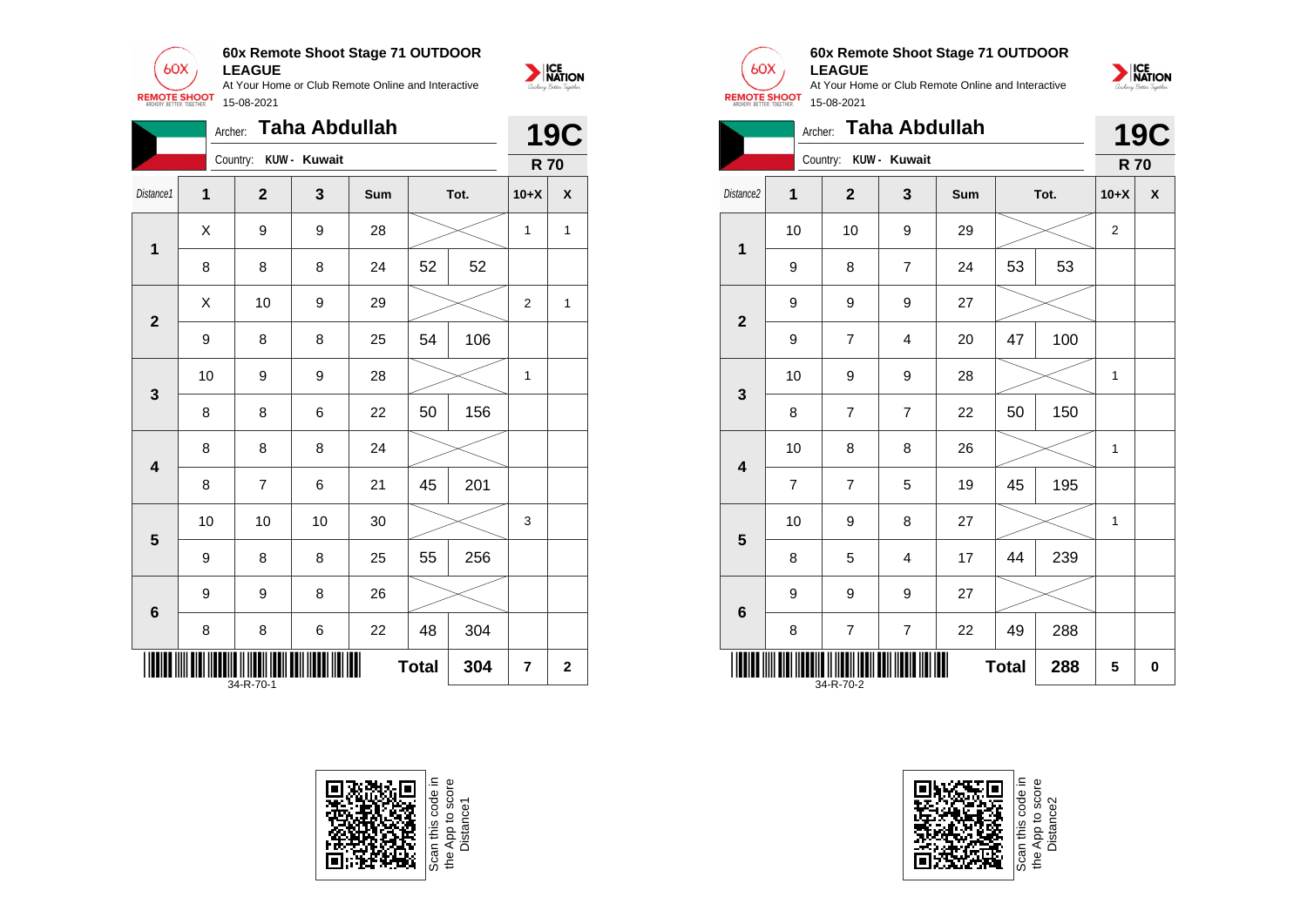## 60x Remote Shoot Stage 71 OUTDOOR LEAGUE

At Your Home or Club Remote Online and Interactive

15-08-2021

**Archer: Taha Abdullah** — **19C**

Country: KUW - Kuwait — **R 70**

| Distance1 | 1 | 2 | 3 | Sum | Tot. | | 10+X | X |
|---|---|---|---|---|---|---|---|---|
| 1 | X | 9 | 9 | 28 | | | 1 | 1 |
| | 8 | 8 | 8 | 24 | 52 | 52 | | |
| 2 | X | 10 | 9 | 29 | | | 2 | 1 |
| | 9 | 8 | 8 | 25 | 54 | 106 | | |
| 3 | 10 | 9 | 9 | 28 | | | 1 | |
| | 8 | 8 | 6 | 22 | 50 | 156 | | |
| 4 | 8 | 8 | 8 | 24 | | | | |
| | 8 | 7 | 6 | 21 | 45 | 201 | | |
| 5 | 10 | 10 | 10 | 30 | | | 3 | |
| | 9 | 8 | 8 | 25 | 55 | 256 | | |
| 6 | 9 | 9 | 8 | 26 | | | | |
| | 8 | 8 | 6 | 22 | 48 | 304 | | |
| | | | | | **Total** | **304** | **7** | **2** |

34-R-70-1

Scan this code in the App to score Distance1

## 60x Remote Shoot Stage 71 OUTDOOR LEAGUE

At Your Home or Club Remote Online and Interactive

15-08-2021

**Archer: Taha Abdullah** — **19C**

Country: KUW - Kuwait — **R 70**

| Distance2 | 1 | 2 | 3 | Sum | Tot. | | 10+X | X |
|---|---|---|---|---|---|---|---|---|
| 1 | 10 | 10 | 9 | 29 | | | 2 | |
| | 9 | 8 | 7 | 24 | 53 | 53 | | |
| 2 | 9 | 9 | 9 | 27 | | | | |
| | 9 | 7 | 4 | 20 | 47 | 100 | | |
| 3 | 10 | 9 | 9 | 28 | | | 1 | |
| | 8 | 7 | 7 | 22 | 50 | 150 | | |
| 4 | 10 | 8 | 8 | 26 | | | 1 | |
| | 7 | 7 | 5 | 19 | 45 | 195 | | |
| 5 | 10 | 9 | 8 | 27 | | | 1 | |
| | 8 | 5 | 4 | 17 | 44 | 239 | | |
| 6 | 9 | 9 | 9 | 27 | | | | |
| | 8 | 7 | 7 | 22 | 49 | 288 | | |
| | | | | | **Total** | **288** | **5** | **0** |

34-R-70-2

Scan this code in the App to score Distance2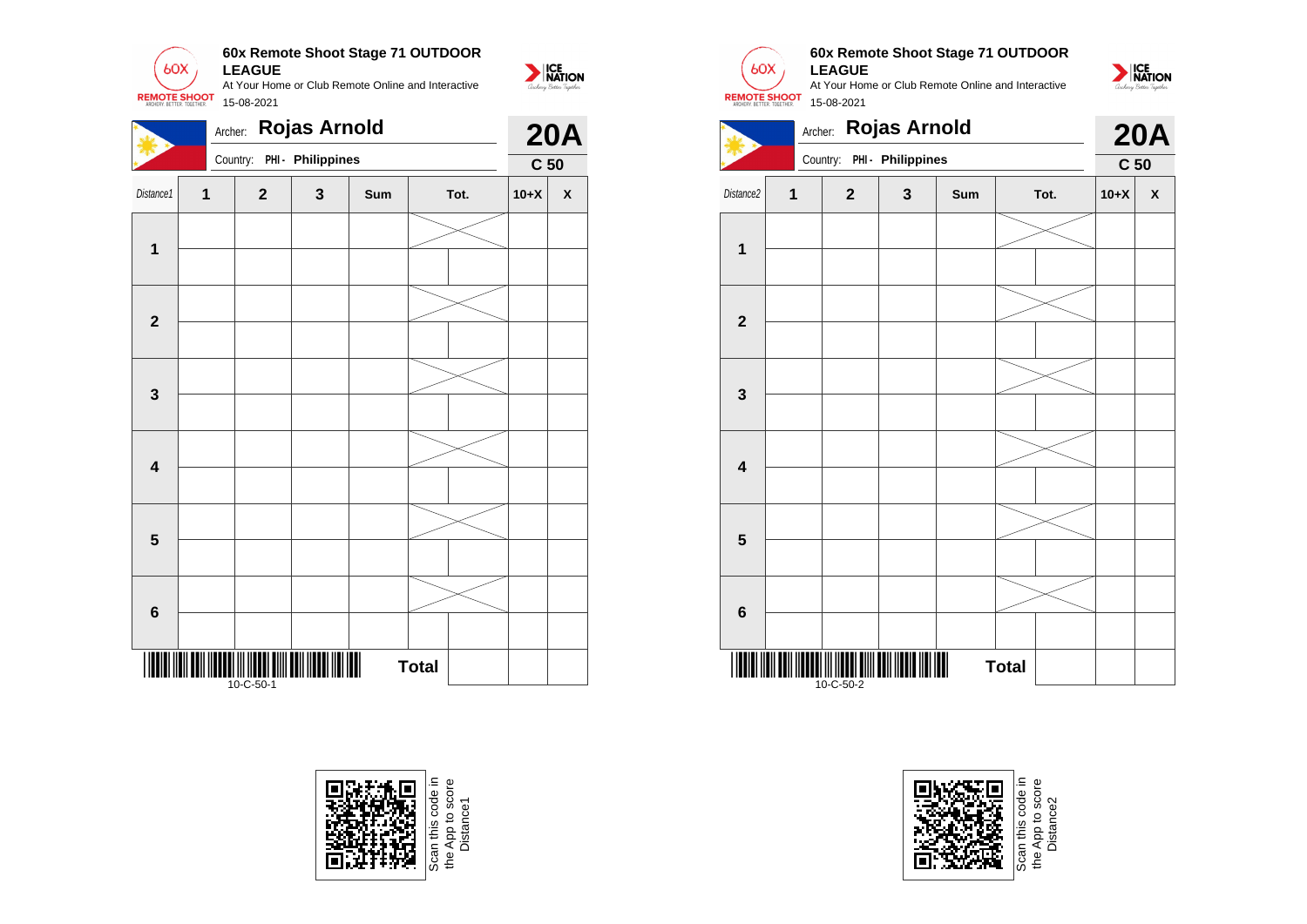**60x Remote Shoot Stage 71 OUTDOOR LEAGUE**

At Your Home or Club Remote Online and Interactive

15-08-2021

Archer: **Rojas Arnold** — **20A**

Country: PHI - **Philippines** — **C 50**

| Distance1 | 1 | 2 | 3 | Sum | Tot. | | 10+X | X |
|---|---|---|---|---|---|---|---|---|
| 1 | | | | | | | | |
| | | | | | | | | |
| 2 | | | | | | | | |
| | | | | | | | | |
| 3 | | | | | | | | |
| | | | | | | | | |
| 4 | | | | | | | | |
| | | | | | | | | |
| 5 | | | | | | | | |
| | | | | | | | | |
| 6 | | | | | | | | |
| | | | | | | | | |
| | | | | | Total | | | |

10-C-50-1

Scan this code in the App to score Distance1

**60x Remote Shoot Stage 71 OUTDOOR LEAGUE**

At Your Home or Club Remote Online and Interactive

15-08-2021

Archer: **Rojas Arnold** — **20A**

Country: PHI - **Philippines** — **C 50**

| Distance2 | 1 | 2 | 3 | Sum | Tot. | | 10+X | X |
|---|---|---|---|---|---|---|---|---|
| 1 | | | | | | | | |
| | | | | | | | | |
| 2 | | | | | | | | |
| | | | | | | | | |
| 3 | | | | | | | | |
| | | | | | | | | |
| 4 | | | | | | | | |
| | | | | | | | | |
| 5 | | | | | | | | |
| | | | | | | | | |
| 6 | | | | | | | | |
| | | | | | | | | |
| | | | | | Total | | | |

10-C-50-2

Scan this code in the App to score Distance2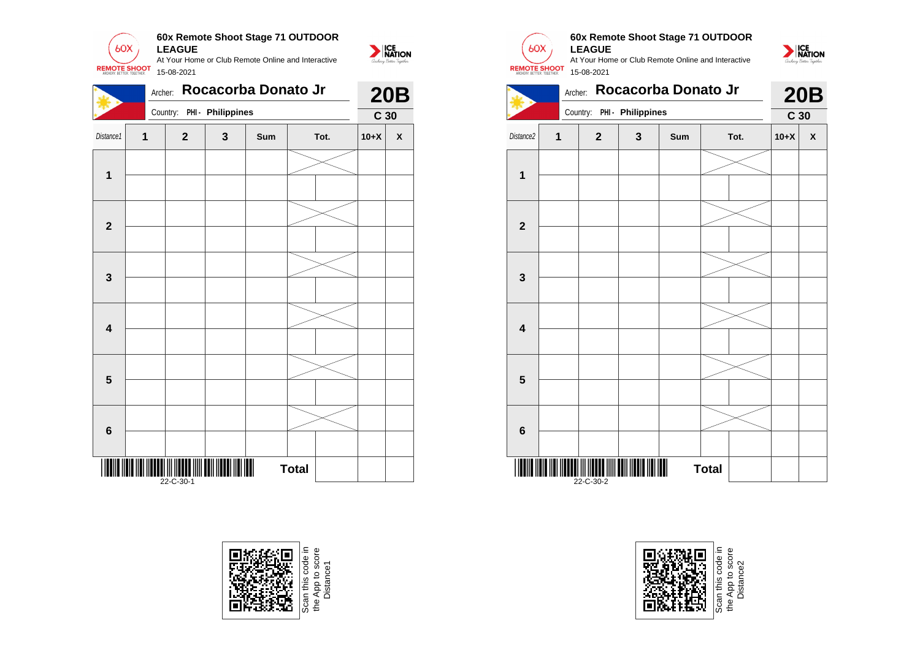## 60x Remote Shoot Stage 71 OUTDOOR LEAGUE

At Your Home or Club Remote Online and Interactive

15-08-2021

Archer: **Rocacorba Donato Jr**

Country: PHI - **Philippines**

**20B**

**C 30**

| Distance1 | 1 | 2 | 3 | Sum | Tot. | | 10+X | X |
|---|---|---|---|---|---|---|---|---|
| **1** | | | | | | | | |
| | | | | | | | | |
| **2** | | | | | | | | |
| | | | | | | | | |
| **3** | | | | | | | | |
| | | | | | | | | |
| **4** | | | | | | | | |
| | | | | | | | | |
| **5** | | | | | | | | |
| | | | | | | | | |
| **6** | | | | | | | | |
| | | | | | | | | |
| | | | | | **Total** | | | |

22-C-30-1

Scan this code in the App to score Distance1

## 60x Remote Shoot Stage 71 OUTDOOR LEAGUE

At Your Home or Club Remote Online and Interactive

15-08-2021

Archer: **Rocacorba Donato Jr**

Country: PHI - **Philippines**

**20B**

**C 30**

| Distance2 | 1 | 2 | 3 | Sum | Tot. | | 10+X | X |
|---|---|---|---|---|---|---|---|---|
| **1** | | | | | | | | |
| | | | | | | | | |
| **2** | | | | | | | | |
| | | | | | | | | |
| **3** | | | | | | | | |
| | | | | | | | | |
| **4** | | | | | | | | |
| | | | | | | | | |
| **5** | | | | | | | | |
| | | | | | | | | |
| **6** | | | | | | | | |
| | | | | | | | | |
| | | | | | **Total** | | | |

22-C-30-2

Scan this code in the App to score Distance2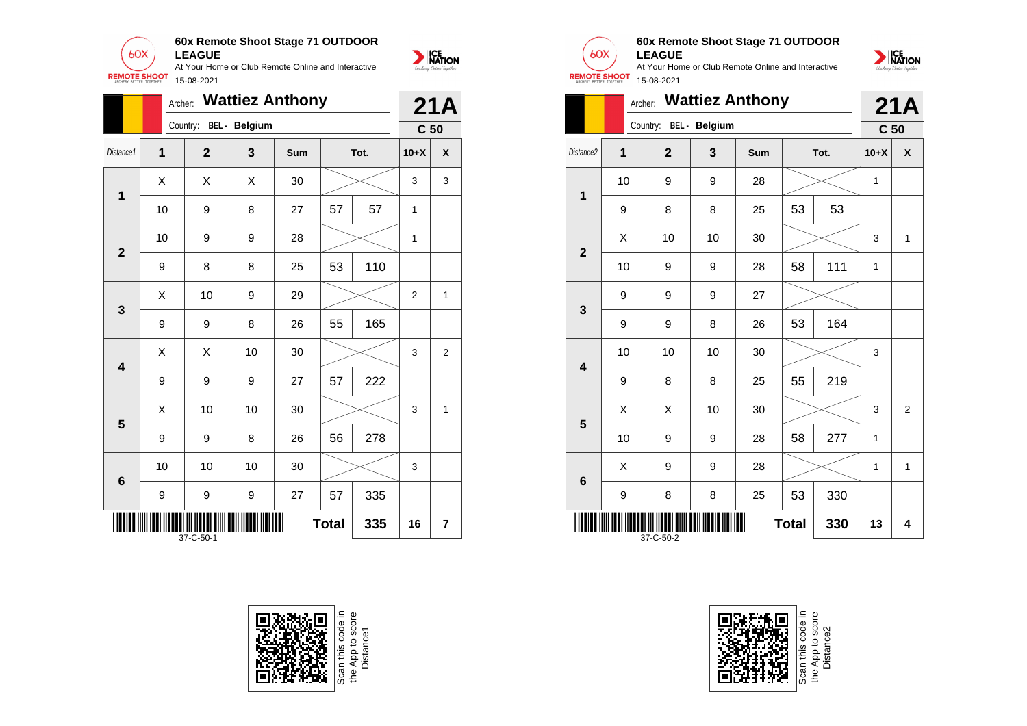## 60x Remote Shoot Stage 71 OUTDOOR LEAGUE

At Your Home or Club Remote Online and Interactive

15-08-2021

Archer: **Wattiez Anthony** — **21A**

Country: BEL - Belgium — **C 50**

| Distance1 | 1 | 2 | 3 | Sum | | Tot. | 10+X | X |
|---|---|---|---|---|---|---|---|---|
| 1 | X | X | X | 30 | | | 3 | 3 |
| | 10 | 9 | 8 | 27 | 57 | 57 | 1 | |
| 2 | 10 | 9 | 9 | 28 | | | 1 | |
| | 9 | 8 | 8 | 25 | 53 | 110 | | |
| 3 | X | 10 | 9 | 29 | | | 2 | 1 |
| | 9 | 9 | 8 | 26 | 55 | 165 | | |
| 4 | X | X | 10 | 30 | | | 3 | 2 |
| | 9 | 9 | 9 | 27 | 57 | 222 | | |
| 5 | X | 10 | 10 | 30 | | | 3 | 1 |
| | 9 | 9 | 8 | 26 | 56 | 278 | | |
| 6 | 10 | 10 | 10 | 30 | | | 3 | |
| | 9 | 9 | 9 | 27 | 57 | 335 | | |
| | | | | | Total | 335 | 16 | 7 |

37-C-50-1

Scan this code in the App to score Distance1

## 60x Remote Shoot Stage 71 OUTDOOR LEAGUE

At Your Home or Club Remote Online and Interactive

15-08-2021

Archer: **Wattiez Anthony** — **21A**

Country: BEL - Belgium — **C 50**

| Distance2 | 1 | 2 | 3 | Sum | | Tot. | 10+X | X |
|---|---|---|---|---|---|---|---|---|
| 1 | 10 | 9 | 9 | 28 | | | 1 | |
| | 9 | 8 | 8 | 25 | 53 | 53 | | |
| 2 | X | 10 | 10 | 30 | | | 3 | 1 |
| | 10 | 9 | 9 | 28 | 58 | 111 | 1 | |
| 3 | 9 | 9 | 9 | 27 | | | | |
| | 9 | 9 | 8 | 26 | 53 | 164 | | |
| 4 | 10 | 10 | 10 | 30 | | | 3 | |
| | 9 | 8 | 8 | 25 | 55 | 219 | | |
| 5 | X | X | 10 | 30 | | | 3 | 2 |
| | 10 | 9 | 9 | 28 | 58 | 277 | 1 | |
| 6 | X | 9 | 9 | 28 | | | 1 | 1 |
| | 9 | 8 | 8 | 25 | 53 | 330 | | |
| | | | | | Total | 330 | 13 | 4 |

37-C-50-2

Scan this code in the App to score Distance2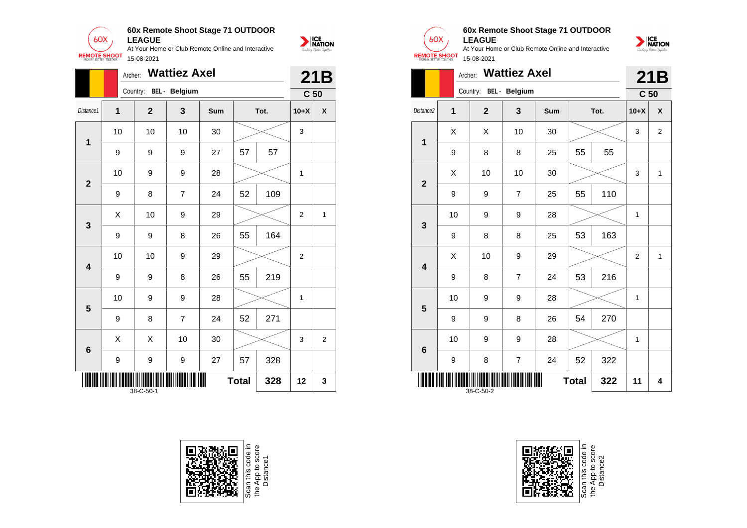**60x Remote Shoot Stage 71 OUTDOOR LEAGUE**

At Your Home or Club Remote Online and Interactive

15-08-2021

Archer: **Wattiez Axel**

Country: BEL - Belgium

**21B**

**C 50**

| Distance1 | 1 | 2 | 3 | Sum | Tot. | | 10+X | X |
|---|---|---|---|---|---|---|---|---|
| **1** | 10 | 10 | 10 | 30 | | | 3 | |
| | 9 | 9 | 9 | 27 | 57 | 57 | | |
| **2** | 10 | 9 | 9 | 28 | | | 1 | |
| | 9 | 8 | 7 | 24 | 52 | 109 | | |
| **3** | X | 10 | 9 | 29 | | | 2 | 1 |
| | 9 | 9 | 8 | 26 | 55 | 164 | | |
| **4** | 10 | 10 | 9 | 29 | | | 2 | |
| | 9 | 9 | 8 | 26 | 55 | 219 | | |
| **5** | 10 | 9 | 9 | 28 | | | 1 | |
| | 9 | 8 | 7 | 24 | 52 | 271 | | |
| **6** | X | X | 10 | 30 | | | 3 | 2 |
| | 9 | 9 | 9 | 27 | 57 | 328 | | |
| | | | | | **Total** | **328** | **12** | **3** |

38-C-50-1

Scan this code in the App to score Distance1

**60x Remote Shoot Stage 71 OUTDOOR LEAGUE**

At Your Home or Club Remote Online and Interactive

15-08-2021

Archer: **Wattiez Axel**

Country: BEL - Belgium

**21B**

**C 50**

| Distance2 | 1 | 2 | 3 | Sum | Tot. | | 10+X | X |
|---|---|---|---|---|---|---|---|---|
| **1** | X | X | 10 | 30 | | | 3 | 2 |
| | 9 | 8 | 8 | 25 | 55 | 55 | | |
| **2** | X | 10 | 10 | 30 | | | 3 | 1 |
| | 9 | 9 | 7 | 25 | 55 | 110 | | |
| **3** | 10 | 9 | 9 | 28 | | | 1 | |
| | 9 | 8 | 8 | 25 | 53 | 163 | | |
| **4** | X | 10 | 9 | 29 | | | 2 | 1 |
| | 9 | 8 | 7 | 24 | 53 | 216 | | |
| **5** | 10 | 9 | 9 | 28 | | | 1 | |
| | 9 | 9 | 8 | 26 | 54 | 270 | | |
| **6** | 10 | 9 | 9 | 28 | | | 1 | |
| | 9 | 8 | 7 | 24 | 52 | 322 | | |
| | | | | | **Total** | **322** | **11** | **4** |

38-C-50-2

Scan this code in the App to score Distance2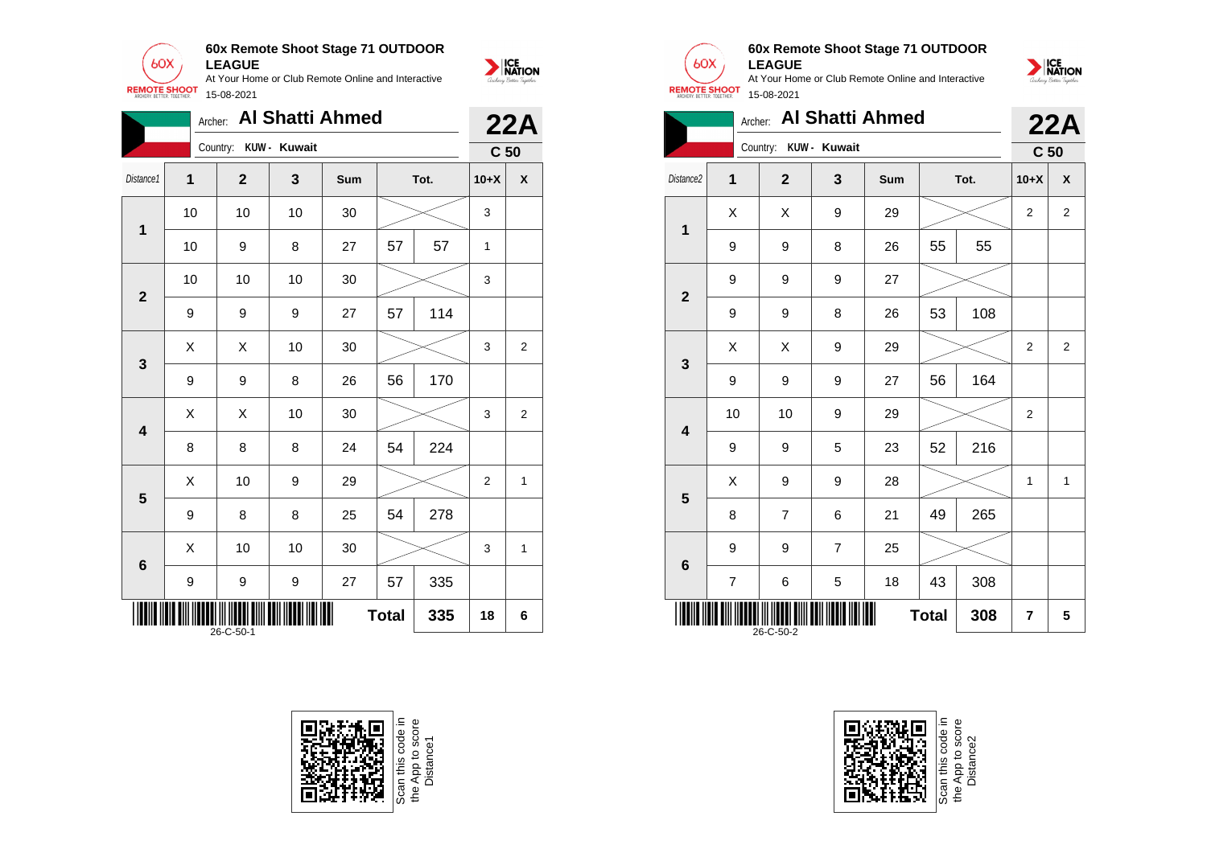**60x Remote Shoot Stage 71 OUTDOOR LEAGUE**
At Your Home or Club Remote Online and Interactive
15-08-2021

Archer: **Al Shatti Ahmed** — **22A**
Country: **KUW - Kuwait** — **C 50**

| Distance1 | 1 | 2 | 3 | Sum | Tot. | | 10+X | X |
|---|---|---|---|---|---|---|---|---|
| 1 | 10 | 10 | 10 | 30 | | | 3 | |
| | 10 | 9 | 8 | 27 | 57 | 57 | 1 | |
| 2 | 10 | 10 | 10 | 30 | | | 3 | |
| | 9 | 9 | 9 | 27 | 57 | 114 | | |
| 3 | X | X | 10 | 30 | | | 3 | 2 |
| | 9 | 9 | 8 | 26 | 56 | 170 | | |
| 4 | X | X | 10 | 30 | | | 3 | 2 |
| | 8 | 8 | 8 | 24 | 54 | 224 | | |
| 5 | X | 10 | 9 | 29 | | | 2 | 1 |
| | 9 | 8 | 8 | 25 | 54 | 278 | | |
| 6 | X | 10 | 10 | 30 | | | 3 | 1 |
| | 9 | 9 | 9 | 27 | 57 | 335 | | |
| | | | | | **Total** | **335** | **18** | **6** |

26-C-50-1

**60x Remote Shoot Stage 71 OUTDOOR LEAGUE**
At Your Home or Club Remote Online and Interactive
15-08-2021

Archer: **Al Shatti Ahmed** — **22A**
Country: **KUW - Kuwait** — **C 50**

| Distance2 | 1 | 2 | 3 | Sum | Tot. | | 10+X | X |
|---|---|---|---|---|---|---|---|---|
| 1 | X | X | 9 | 29 | | | 2 | 2 |
| | 9 | 9 | 8 | 26 | 55 | 55 | | |
| 2 | 9 | 9 | 9 | 27 | | | | |
| | 9 | 9 | 8 | 26 | 53 | 108 | | |
| 3 | X | X | 9 | 29 | | | 2 | 2 |
| | 9 | 9 | 9 | 27 | 56 | 164 | | |
| 4 | 10 | 10 | 9 | 29 | | | 2 | |
| | 9 | 9 | 5 | 23 | 52 | 216 | | |
| 5 | X | 9 | 9 | 28 | | | 1 | 1 |
| | 8 | 7 | 6 | 21 | 49 | 265 | | |
| 6 | 9 | 9 | 7 | 25 | | | | |
| | 7 | 6 | 5 | 18 | 43 | 308 | | |
| | | | | | **Total** | **308** | **7** | **5** |

26-C-50-2

Scan this code in the App to score Distance1

Scan this code in the App to score Distance2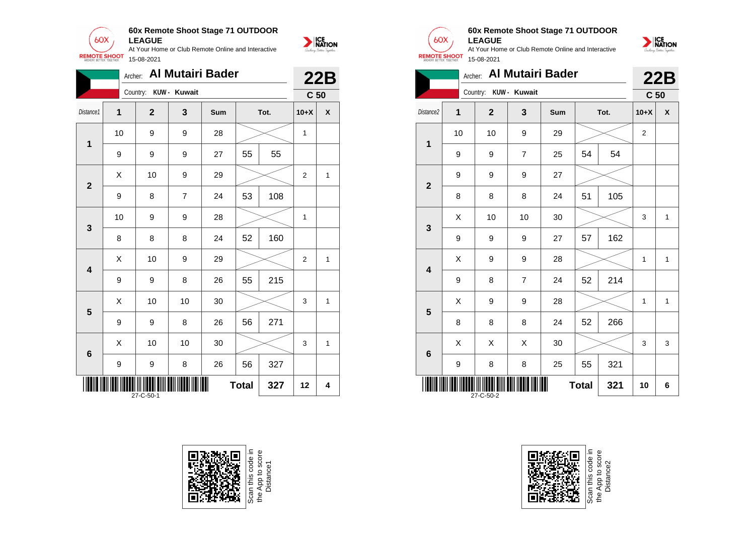## 60x Remote Shoot Stage 71 OUTDOOR LEAGUE

At Your Home or Club Remote Online and Interactive

15-08-2021

Archer: **Al Mutairi Bader**

Country: KUW - Kuwait

**22B**

**C 50**

| Distance1 | 1 | 2 | 3 | Sum | Tot. | | 10+X | X |
|---|---|---|---|---|---|---|---|---|
| 1 | 10 | 9 | 9 | 28 | | | 1 | |
| | 9 | 9 | 9 | 27 | 55 | 55 | | |
| 2 | X | 10 | 9 | 29 | | | 2 | 1 |
| | 9 | 8 | 7 | 24 | 53 | 108 | | |
| 3 | 10 | 9 | 9 | 28 | | | 1 | |
| | 8 | 8 | 8 | 24 | 52 | 160 | | |
| 4 | X | 10 | 9 | 29 | | | 2 | 1 |
| | 9 | 9 | 8 | 26 | 55 | 215 | | |
| 5 | X | 10 | 10 | 30 | | | 3 | 1 |
| | 9 | 9 | 8 | 26 | 56 | 271 | | |
| 6 | X | 10 | 10 | 30 | | | 3 | 1 |
| | 9 | 9 | 8 | 26 | 56 | 327 | | |
| | | | | | **Total** | **327** | **12** | **4** |

27-C-50-1

Scan this code in the App to score Distance1

## 60x Remote Shoot Stage 71 OUTDOOR LEAGUE

At Your Home or Club Remote Online and Interactive

15-08-2021

Archer: **Al Mutairi Bader**

Country: KUW - Kuwait

**22B**

**C 50**

| Distance2 | 1 | 2 | 3 | Sum | Tot. | | 10+X | X |
|---|---|---|---|---|---|---|---|---|
| 1 | 10 | 10 | 9 | 29 | | | 2 | |
| | 9 | 9 | 7 | 25 | 54 | 54 | | |
| 2 | 9 | 9 | 9 | 27 | | | | |
| | 8 | 8 | 8 | 24 | 51 | 105 | | |
| 3 | X | 10 | 10 | 30 | | | 3 | 1 |
| | 9 | 9 | 9 | 27 | 57 | 162 | | |
| 4 | X | 9 | 9 | 28 | | | 1 | 1 |
| | 9 | 8 | 7 | 24 | 52 | 214 | | |
| 5 | X | 9 | 9 | 28 | | | 1 | 1 |
| | 8 | 8 | 8 | 24 | 52 | 266 | | |
| 6 | X | X | X | 30 | | | 3 | 3 |
| | 9 | 8 | 8 | 25 | 55 | 321 | | |
| | | | | | **Total** | **321** | **10** | **6** |

27-C-50-2

Scan this code in the App to score Distance2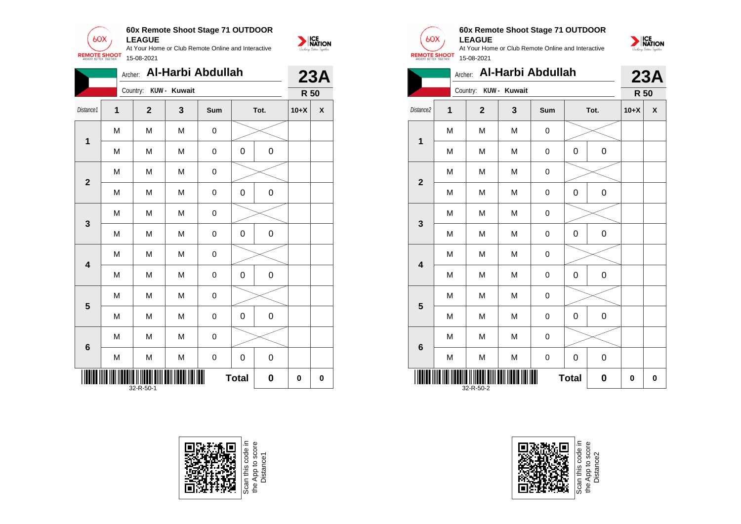**60x Remote Shoot Stage 71 OUTDOOR LEAGUE**

At Your Home or Club Remote Online and Interactive

15-08-2021

Archer: **Al-Harbi Abdullah** **23A**

Country: **KUW - Kuwait** **R 50**

| Distance1 | 1 | 2 | 3 | Sum | Tot. | | 10+X | X |
|---|---|---|---|---|---|---|---|---|
| 1 | M | M | M | 0 | | | | |
| | M | M | M | 0 | 0 | 0 | | |
| 2 | M | M | M | 0 | | | | |
| | M | M | M | 0 | 0 | 0 | | |
| 3 | M | M | M | 0 | | | | |
| | M | M | M | 0 | 0 | 0 | | |
| 4 | M | M | M | 0 | | | | |
| | M | M | M | 0 | 0 | 0 | | |
| 5 | M | M | M | 0 | | | | |
| | M | M | M | 0 | 0 | 0 | | |
| 6 | M | M | M | 0 | | | | |
| | M | M | M | 0 | 0 | 0 | | |
| | | | | | **Total** | **0** | **0** | **0** |

32-R-50-1

Scan this code in the App to score Distance1

**60x Remote Shoot Stage 71 OUTDOOR LEAGUE**

At Your Home or Club Remote Online and Interactive

15-08-2021

Archer: **Al-Harbi Abdullah** **23A**

Country: **KUW - Kuwait** **R 50**

| Distance2 | 1 | 2 | 3 | Sum | Tot. | | 10+X | X |
|---|---|---|---|---|---|---|---|---|
| 1 | M | M | M | 0 | | | | |
| | M | M | M | 0 | 0 | 0 | | |
| 2 | M | M | M | 0 | | | | |
| | M | M | M | 0 | 0 | 0 | | |
| 3 | M | M | M | 0 | | | | |
| | M | M | M | 0 | 0 | 0 | | |
| 4 | M | M | M | 0 | | | | |
| | M | M | M | 0 | 0 | 0 | | |
| 5 | M | M | M | 0 | | | | |
| | M | M | M | 0 | 0 | 0 | | |
| 6 | M | M | M | 0 | | | | |
| | M | M | M | 0 | 0 | 0 | | |
| | | | | | **Total** | **0** | **0** | **0** |

32-R-50-2

Scan this code in the App to score Distance2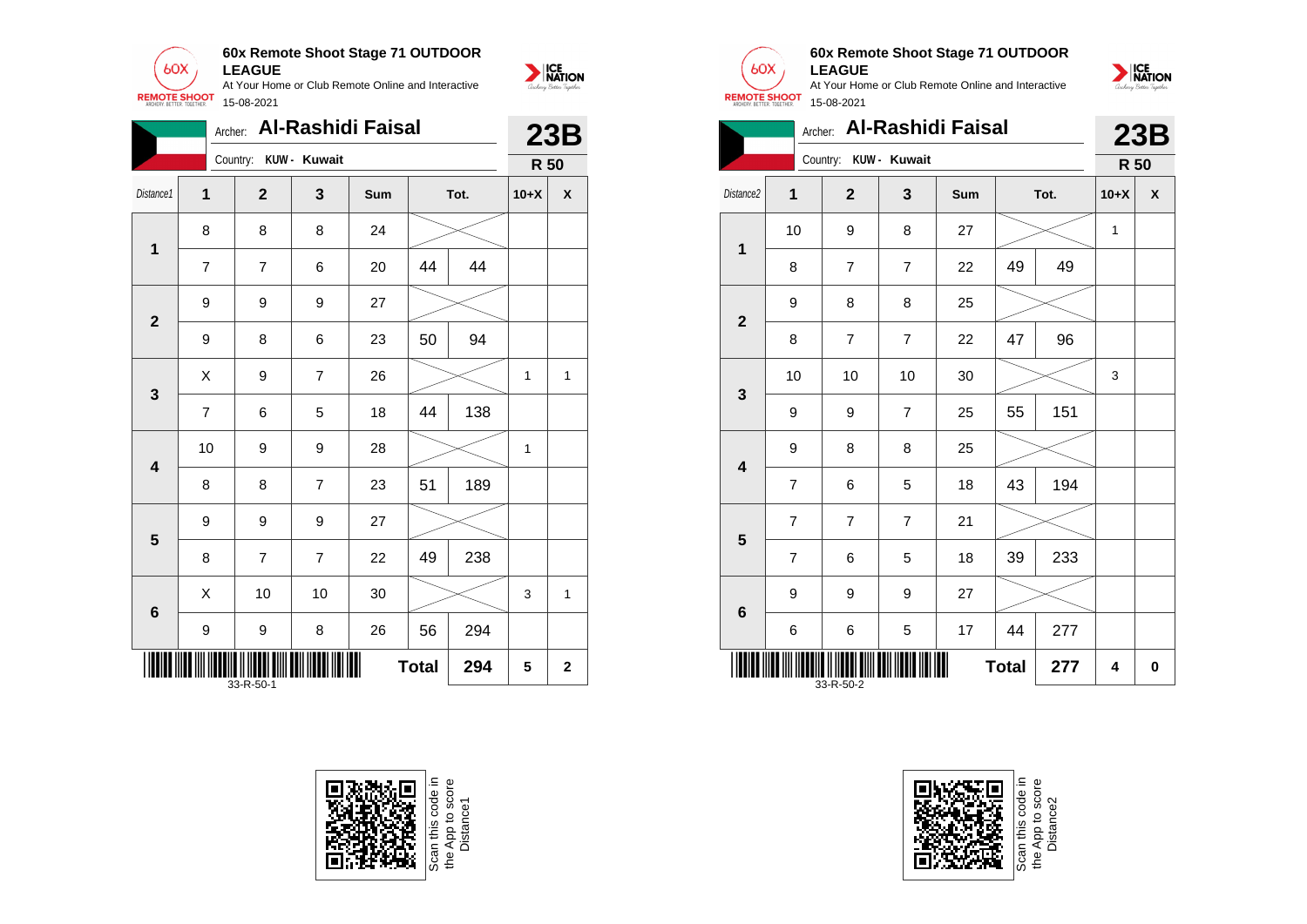**60x Remote Shoot Stage 71 OUTDOOR LEAGUE**
At Your Home or Club Remote Online and Interactive
15-08-2021

Archer: **Al-Rashidi Faisal** — **23B**
Country: **KUW - Kuwait** — **R 50**

| Distance1 | 1 | 2 | 3 | Sum | Tot. | | 10+X | X |
|---|---|---|---|---|---|---|---|---|
| 1 | 8 | 8 | 8 | 24 | | | | |
| | 7 | 7 | 6 | 20 | 44 | 44 | | |
| 2 | 9 | 9 | 9 | 27 | | | | |
| | 9 | 8 | 6 | 23 | 50 | 94 | | |
| 3 | X | 9 | 7 | 26 | | | 1 | 1 |
| | 7 | 6 | 5 | 18 | 44 | 138 | | |
| 4 | 10 | 9 | 9 | 28 | | | 1 | |
| | 8 | 8 | 7 | 23 | 51 | 189 | | |
| 5 | 9 | 9 | 9 | 27 | | | | |
| | 8 | 7 | 7 | 22 | 49 | 238 | | |
| 6 | X | 10 | 10 | 30 | | | 3 | 1 |
| | 9 | 9 | 8 | 26 | 56 | 294 | | |
| | | | | | Total | 294 | 5 | 2 |

33-R-50-1

Scan this code in the App to score Distance1

**60x Remote Shoot Stage 71 OUTDOOR LEAGUE**
At Your Home or Club Remote Online and Interactive
15-08-2021

Archer: **Al-Rashidi Faisal** — **23B**
Country: **KUW - Kuwait** — **R 50**

| Distance2 | 1 | 2 | 3 | Sum | Tot. | | 10+X | X |
|---|---|---|---|---|---|---|---|---|
| 1 | 10 | 9 | 8 | 27 | | | 1 | |
| | 8 | 7 | 7 | 22 | 49 | 49 | | |
| 2 | 9 | 8 | 8 | 25 | | | | |
| | 8 | 7 | 7 | 22 | 47 | 96 | | |
| 3 | 10 | 10 | 10 | 30 | | | 3 | |
| | 9 | 9 | 7 | 25 | 55 | 151 | | |
| 4 | 9 | 8 | 8 | 25 | | | | |
| | 7 | 6 | 5 | 18 | 43 | 194 | | |
| 5 | 7 | 7 | 7 | 21 | | | | |
| | 7 | 6 | 5 | 18 | 39 | 233 | | |
| 6 | 9 | 9 | 9 | 27 | | | | |
| | 6 | 6 | 5 | 17 | 44 | 277 | | |
| | | | | | Total | 277 | 4 | 0 |

33-R-50-2

Scan this code in the App to score Distance2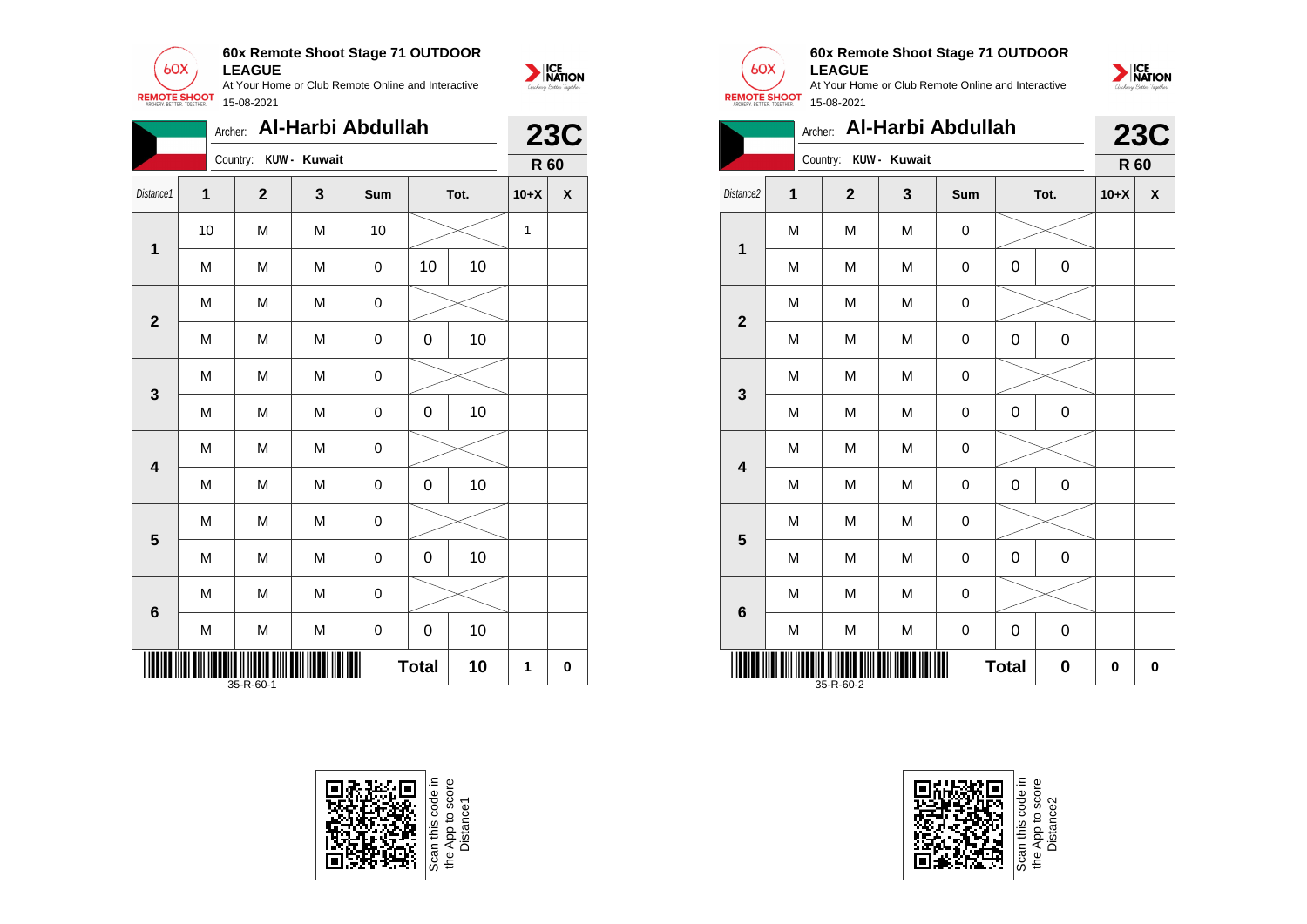**60x Remote Shoot Stage 71 OUTDOOR LEAGUE**

At Your Home or Club Remote Online and Interactive

15-08-2021

Archer: **Al-Harbi Abdullah**

Country: **KUW - Kuwait**

**23C**

**R 60**

| Distance1 | 1 | 2 | 3 | Sum | Tot. | | 10+X | X |
|---|---|---|---|---|---|---|---|---|
| 1 | 10 | M | M | 10 | | | 1 | |
| | M | M | M | 0 | 10 | 10 | | |
| 2 | M | M | M | 0 | | | | |
| | M | M | M | 0 | 0 | 10 | | |
| 3 | M | M | M | 0 | | | | |
| | M | M | M | 0 | 0 | 10 | | |
| 4 | M | M | M | 0 | | | | |
| | M | M | M | 0 | 0 | 10 | | |
| 5 | M | M | M | 0 | | | | |
| | M | M | M | 0 | 0 | 10 | | |
| 6 | M | M | M | 0 | | | | |
| | M | M | M | 0 | 0 | 10 | | |
| | | | | | **Total** | **10** | **1** | **0** |

35-R-60-1

Scan this code in the App to score Distance1

**60x Remote Shoot Stage 71 OUTDOOR LEAGUE**

At Your Home or Club Remote Online and Interactive

15-08-2021

Archer: **Al-Harbi Abdullah**

Country: **KUW - Kuwait**

**23C**

**R 60**

| Distance2 | 1 | 2 | 3 | Sum | Tot. | | 10+X | X |
|---|---|---|---|---|---|---|---|---|
| 1 | M | M | M | 0 | | | | |
| | M | M | M | 0 | 0 | 0 | | |
| 2 | M | M | M | 0 | | | | |
| | M | M | M | 0 | 0 | 0 | | |
| 3 | M | M | M | 0 | | | | |
| | M | M | M | 0 | 0 | 0 | | |
| 4 | M | M | M | 0 | | | | |
| | M | M | M | 0 | 0 | 0 | | |
| 5 | M | M | M | 0 | | | | |
| | M | M | M | 0 | 0 | 0 | | |
| 6 | M | M | M | 0 | | | | |
| | M | M | M | 0 | 0 | 0 | | |
| | | | | | **Total** | **0** | **0** | **0** |

35-R-60-2

Scan this code in the App to score Distance2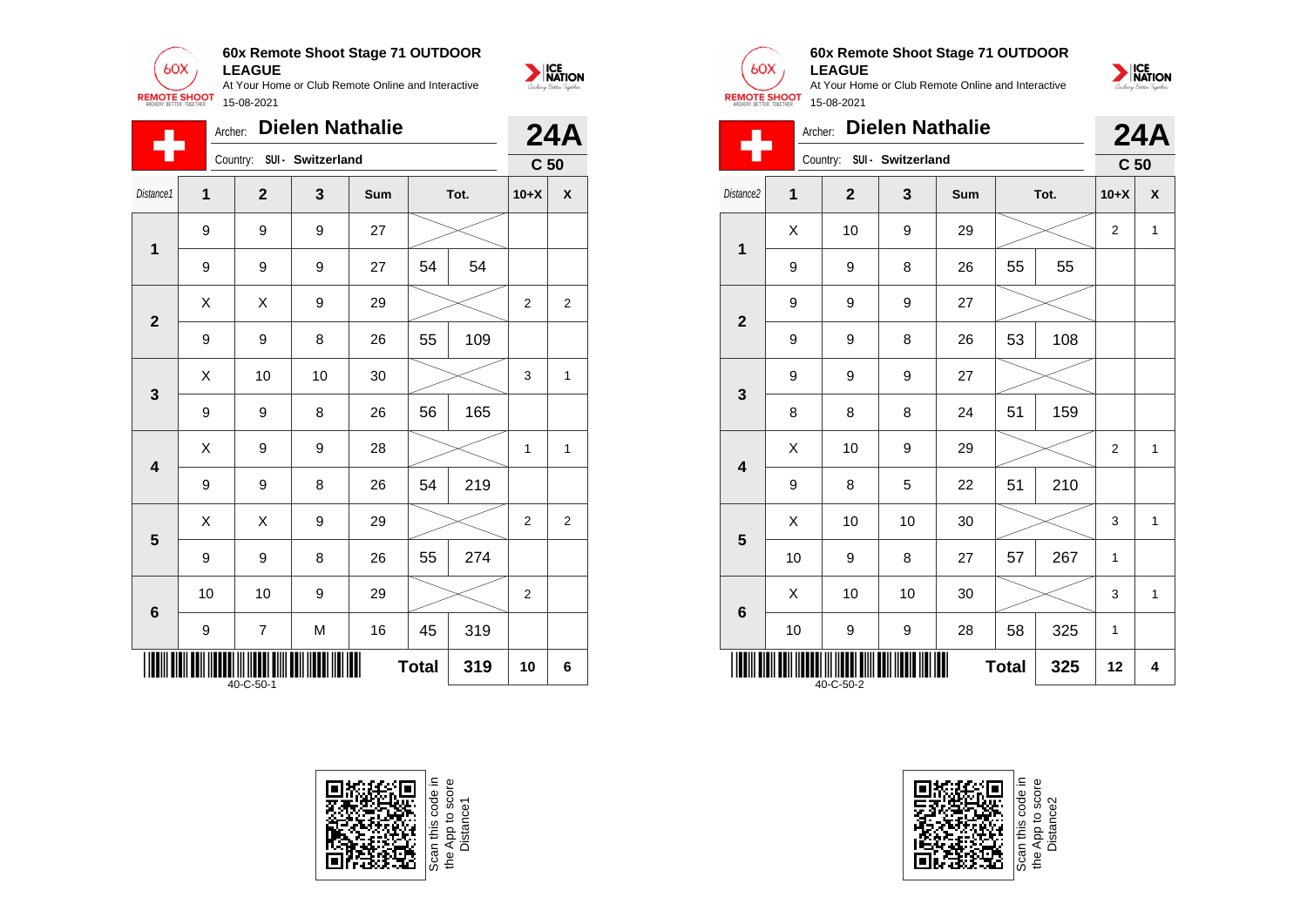## 60x Remote Shoot Stage 71 OUTDOOR LEAGUE

At Your Home or Club Remote Online and Interactive

15-08-2021

Archer: **Dielen Nathalie**

Country: SUI - Switzerland

**24A**

**C 50**

| Distance1 | 1 | 2 | 3 | Sum | Tot. | | 10+X | X |
|---|---|---|---|---|---|---|---|---|
| 1 | 9 | 9 | 9 | 27 | | | | |
| | 9 | 9 | 9 | 27 | 54 | 54 | | |
| 2 | X | X | 9 | 29 | | | 2 | 2 |
| | 9 | 9 | 8 | 26 | 55 | 109 | | |
| 3 | X | 10 | 10 | 30 | | | 3 | 1 |
| | 9 | 9 | 8 | 26 | 56 | 165 | | |
| 4 | X | 9 | 9 | 28 | | | 1 | 1 |
| | 9 | 9 | 8 | 26 | 54 | 219 | | |
| 5 | X | X | 9 | 29 | | | 2 | 2 |
| | 9 | 9 | 8 | 26 | 55 | 274 | | |
| 6 | 10 | 10 | 9 | 29 | | | 2 | |
| | 9 | 7 | M | 16 | 45 | 319 | | |
| | | | | | **Total** | **319** | **10** | **6** |

40-C-50-1

Scan this code in the App to score Distance1

## 60x Remote Shoot Stage 71 OUTDOOR LEAGUE

At Your Home or Club Remote Online and Interactive

15-08-2021

Archer: **Dielen Nathalie**

Country: SUI - Switzerland

**24A**

**C 50**

| Distance2 | 1 | 2 | 3 | Sum | Tot. | | 10+X | X |
|---|---|---|---|---|---|---|---|---|
| 1 | X | 10 | 9 | 29 | | | 2 | 1 |
| | 9 | 9 | 8 | 26 | 55 | 55 | | |
| 2 | 9 | 9 | 9 | 27 | | | | |
| | 9 | 9 | 8 | 26 | 53 | 108 | | |
| 3 | 9 | 9 | 9 | 27 | | | | |
| | 8 | 8 | 8 | 24 | 51 | 159 | | |
| 4 | X | 10 | 9 | 29 | | | 2 | 1 |
| | 9 | 8 | 5 | 22 | 51 | 210 | | |
| 5 | X | 10 | 10 | 30 | | | 3 | 1 |
| | 10 | 9 | 8 | 27 | 57 | 267 | 1 | |
| 6 | X | 10 | 10 | 30 | | | 3 | 1 |
| | 10 | 9 | 9 | 28 | 58 | 325 | 1 | |
| | | | | | **Total** | **325** | **12** | **4** |

40-C-50-2

Scan this code in the App to score Distance2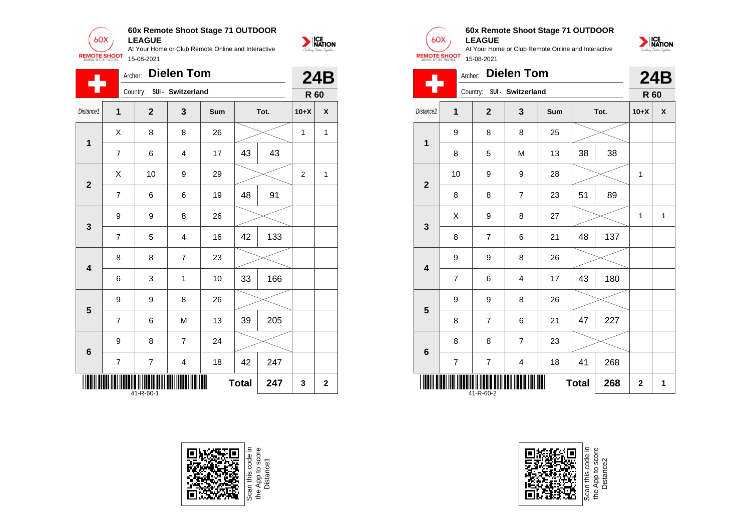**60x Remote Shoot Stage 71 OUTDOOR LEAGUE**

At Your Home or Club Remote Online and Interactive

15-08-2021

Archer: **Dielen Tom** — **24B**

Country: SUI - Switzerland — **R 60**

| Distance1 | 1 | 2 | 3 | Sum | Tot. | | 10+X | X |
|---|---|---|---|---|---|---|---|---|
| 1 | X | 8 | 8 | 26 | | | 1 | 1 |
| | 7 | 6 | 4 | 17 | 43 | 43 | | |
| 2 | X | 10 | 9 | 29 | | | 2 | 1 |
| | 7 | 6 | 6 | 19 | 48 | 91 | | |
| 3 | 9 | 9 | 8 | 26 | | | | |
| | 7 | 5 | 4 | 16 | 42 | 133 | | |
| 4 | 8 | 8 | 7 | 23 | | | | |
| | 6 | 3 | 1 | 10 | 33 | 166 | | |
| 5 | 9 | 9 | 8 | 26 | | | | |
| | 7 | 6 | M | 13 | 39 | 205 | | |
| 6 | 9 | 8 | 7 | 24 | | | | |
| | 7 | 7 | 4 | 18 | 42 | 247 | | |
| | | | | | **Total** | **247** | **3** | **2** |

41-R-60-1

Scan this code in the App to score Distance1

**60x Remote Shoot Stage 71 OUTDOOR LEAGUE**

At Your Home or Club Remote Online and Interactive

15-08-2021

Archer: **Dielen Tom** — **24B**

Country: SUI - Switzerland — **R 60**

| Distance2 | 1 | 2 | 3 | Sum | Tot. | | 10+X | X |
|---|---|---|---|---|---|---|---|---|
| 1 | 9 | 8 | 8 | 25 | | | | |
| | 8 | 5 | M | 13 | 38 | 38 | | |
| 2 | 10 | 9 | 9 | 28 | | | 1 | |
| | 8 | 8 | 7 | 23 | 51 | 89 | | |
| 3 | X | 9 | 8 | 27 | | | 1 | 1 |
| | 8 | 7 | 6 | 21 | 48 | 137 | | |
| 4 | 9 | 9 | 8 | 26 | | | | |
| | 7 | 6 | 4 | 17 | 43 | 180 | | |
| 5 | 9 | 9 | 8 | 26 | | | | |
| | 8 | 7 | 6 | 21 | 47 | 227 | | |
| 6 | 8 | 8 | 7 | 23 | | | | |
| | 7 | 7 | 4 | 18 | 41 | 268 | | |
| | | | | | **Total** | **268** | **2** | **1** |

41-R-60-2

Scan this code in the App to score Distance2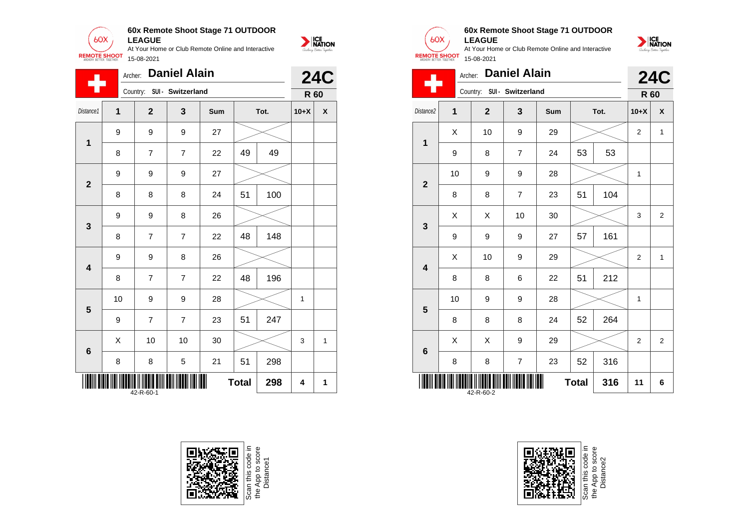## 60x Remote Shoot Stage 71 OUTDOOR LEAGUE

At Your Home or Club Remote Online and Interactive

15-08-2021

Archer: **Daniel Alain**

Country: SUI - Switzerland

**24C**

**R 60**

| Distance1 | 1 | 2 | 3 | Sum | Tot. | | 10+X | X |
|---|---|---|---|---|---|---|---|---|
| 1 | 9 | 9 | 9 | 27 | | | | |
| | 8 | 7 | 7 | 22 | 49 | 49 | | |
| 2 | 9 | 9 | 9 | 27 | | | | |
| | 8 | 8 | 8 | 24 | 51 | 100 | | |
| 3 | 9 | 9 | 8 | 26 | | | | |
| | 8 | 7 | 7 | 22 | 48 | 148 | | |
| 4 | 9 | 9 | 8 | 26 | | | | |
| | 8 | 7 | 7 | 22 | 48 | 196 | | |
| 5 | 10 | 9 | 9 | 28 | | | 1 | |
| | 9 | 7 | 7 | 23 | 51 | 247 | | |
| 6 | X | 10 | 10 | 30 | | | 3 | 1 |
| | 8 | 8 | 5 | 21 | 51 | 298 | | |
| | | | | | **Total** | **298** | **4** | **1** |

42-R-60-1

Scan this code in the App to score Distance1

## 60x Remote Shoot Stage 71 OUTDOOR LEAGUE

At Your Home or Club Remote Online and Interactive

15-08-2021

Archer: **Daniel Alain**

Country: SUI - Switzerland

**24C**

**R 60**

| Distance2 | 1 | 2 | 3 | Sum | Tot. | | 10+X | X |
|---|---|---|---|---|---|---|---|---|
| 1 | X | 10 | 9 | 29 | | | 2 | 1 |
| | 9 | 8 | 7 | 24 | 53 | 53 | | |
| 2 | 10 | 9 | 9 | 28 | | | 1 | |
| | 8 | 8 | 7 | 23 | 51 | 104 | | |
| 3 | X | X | 10 | 30 | | | 3 | 2 |
| | 9 | 9 | 9 | 27 | 57 | 161 | | |
| 4 | X | 10 | 9 | 29 | | | 2 | 1 |
| | 8 | 8 | 6 | 22 | 51 | 212 | | |
| 5 | 10 | 9 | 9 | 28 | | | 1 | |
| | 8 | 8 | 8 | 24 | 52 | 264 | | |
| 6 | X | X | 9 | 29 | | | 2 | 2 |
| | 8 | 8 | 7 | 23 | 52 | 316 | | |
| | | | | | **Total** | **316** | **11** | **6** |

42-R-60-2

Scan this code in the App to score Distance2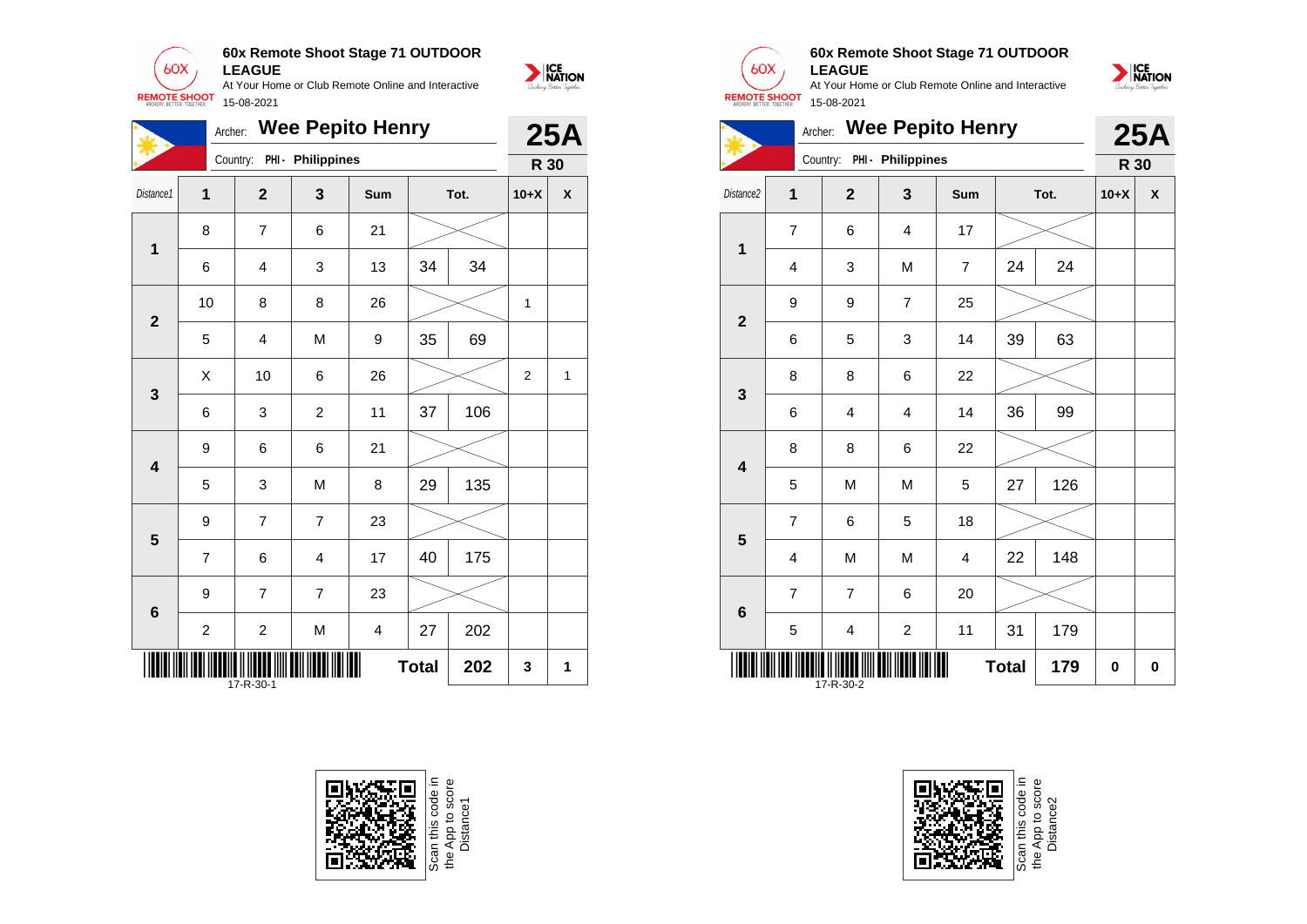## 60x Remote Shoot Stage 71 OUTDOOR LEAGUE

At Your Home or Club Remote Online and Interactive

15-08-2021

Archer: **Wee Pepito Henry**

Country: PHI - Philippines

**25A**

**R 30**

| Distance1 | 1 | 2 | 3 | Sum | Tot. | | 10+X | X |
|---|---|---|---|---|---|---|---|---|
| 1 | 8 | 7 | 6 | 21 | | | | |
| | 6 | 4 | 3 | 13 | 34 | 34 | | |
| 2 | 10 | 8 | 8 | 26 | | | 1 | |
| | 5 | 4 | M | 9 | 35 | 69 | | |
| 3 | X | 10 | 6 | 26 | | | 2 | 1 |
| | 6 | 3 | 2 | 11 | 37 | 106 | | |
| 4 | 9 | 6 | 6 | 21 | | | | |
| | 5 | 3 | M | 8 | 29 | 135 | | |
| 5 | 9 | 7 | 7 | 23 | | | | |
| | 7 | 6 | 4 | 17 | 40 | 175 | | |
| 6 | 9 | 7 | 7 | 23 | | | | |
| | 2 | 2 | M | 4 | 27 | 202 | | |
| | | | | | **Total** | **202** | **3** | **1** |

17-R-30-1

Scan this code in the App to score Distance1

## 60x Remote Shoot Stage 71 OUTDOOR LEAGUE

At Your Home or Club Remote Online and Interactive

15-08-2021

Archer: **Wee Pepito Henry**

Country: PHI - Philippines

**25A**

**R 30**

| Distance2 | 1 | 2 | 3 | Sum | Tot. | | 10+X | X |
|---|---|---|---|---|---|---|---|---|
| 1 | 7 | 6 | 4 | 17 | | | | |
| | 4 | 3 | M | 7 | 24 | 24 | | |
| 2 | 9 | 9 | 7 | 25 | | | | |
| | 6 | 5 | 3 | 14 | 39 | 63 | | |
| 3 | 8 | 8 | 6 | 22 | | | | |
| | 6 | 4 | 4 | 14 | 36 | 99 | | |
| 4 | 8 | 8 | 6 | 22 | | | | |
| | 5 | M | M | 5 | 27 | 126 | | |
| 5 | 7 | 6 | 5 | 18 | | | | |
| | 4 | M | M | 4 | 22 | 148 | | |
| 6 | 7 | 7 | 6 | 20 | | | | |
| | 5 | 4 | 2 | 11 | 31 | 179 | | |
| | | | | | **Total** | **179** | **0** | **0** |

17-R-30-2

Scan this code in the App to score Distance2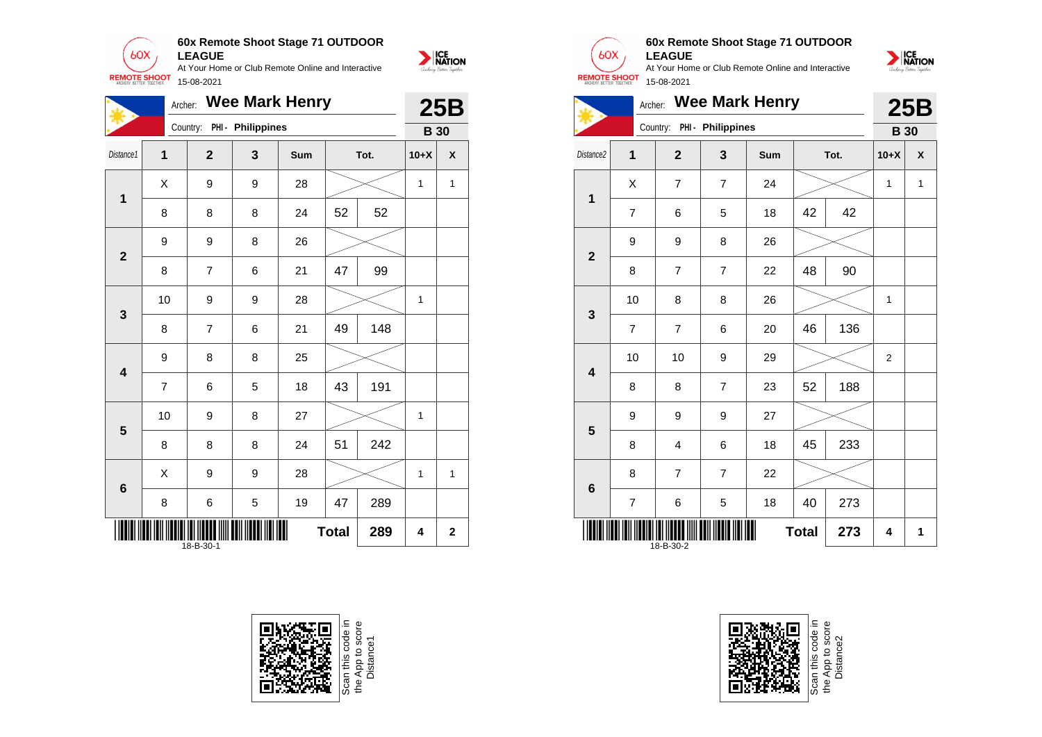**60x Remote Shoot Stage 71 OUTDOOR LEAGUE**

At Your Home or Club Remote Online and Interactive

15-08-2021

Archer: **Wee Mark Henry**

Country: PHI - Philippines

**25B**

**B 30**

| Distance1 | 1 | 2 | 3 | Sum | Tot. | | 10+X | X |
|---|---|---|---|---|---|---|---|---|
| 1 | X | 9 | 9 | 28 | | | 1 | 1 |
| | 8 | 8 | 8 | 24 | 52 | 52 | | |
| 2 | 9 | 9 | 8 | 26 | | | | |
| | 8 | 7 | 6 | 21 | 47 | 99 | | |
| 3 | 10 | 9 | 9 | 28 | | | 1 | |
| | 8 | 7 | 6 | 21 | 49 | 148 | | |
| 4 | 9 | 8 | 8 | 25 | | | | |
| | 7 | 6 | 5 | 18 | 43 | 191 | | |
| 5 | 10 | 9 | 8 | 27 | | | 1 | |
| | 8 | 8 | 8 | 24 | 51 | 242 | | |
| 6 | X | 9 | 9 | 28 | | | 1 | 1 |
| | 8 | 6 | 5 | 19 | 47 | 289 | | |
| | | | | | **Total** | **289** | **4** | **2** |

18-B-30-1

Scan this code in the App to score Distance1

**60x Remote Shoot Stage 71 OUTDOOR LEAGUE**

At Your Home or Club Remote Online and Interactive

15-08-2021

Archer: **Wee Mark Henry**

Country: PHI - Philippines

**25B**

**B 30**

| Distance2 | 1 | 2 | 3 | Sum | Tot. | | 10+X | X |
|---|---|---|---|---|---|---|---|---|
| 1 | X | 7 | 7 | 24 | | | 1 | 1 |
| | 7 | 6 | 5 | 18 | 42 | 42 | | |
| 2 | 9 | 9 | 8 | 26 | | | | |
| | 8 | 7 | 7 | 22 | 48 | 90 | | |
| 3 | 10 | 8 | 8 | 26 | | | 1 | |
| | 7 | 7 | 6 | 20 | 46 | 136 | | |
| 4 | 10 | 10 | 9 | 29 | | | 2 | |
| | 8 | 8 | 7 | 23 | 52 | 188 | | |
| 5 | 9 | 9 | 9 | 27 | | | | |
| | 8 | 4 | 6 | 18 | 45 | 233 | | |
| 6 | 8 | 7 | 7 | 22 | | | | |
| | 7 | 6 | 5 | 18 | 40 | 273 | | |
| | | | | | **Total** | **273** | **4** | **1** |

18-B-30-2

Scan this code in the App to score Distance2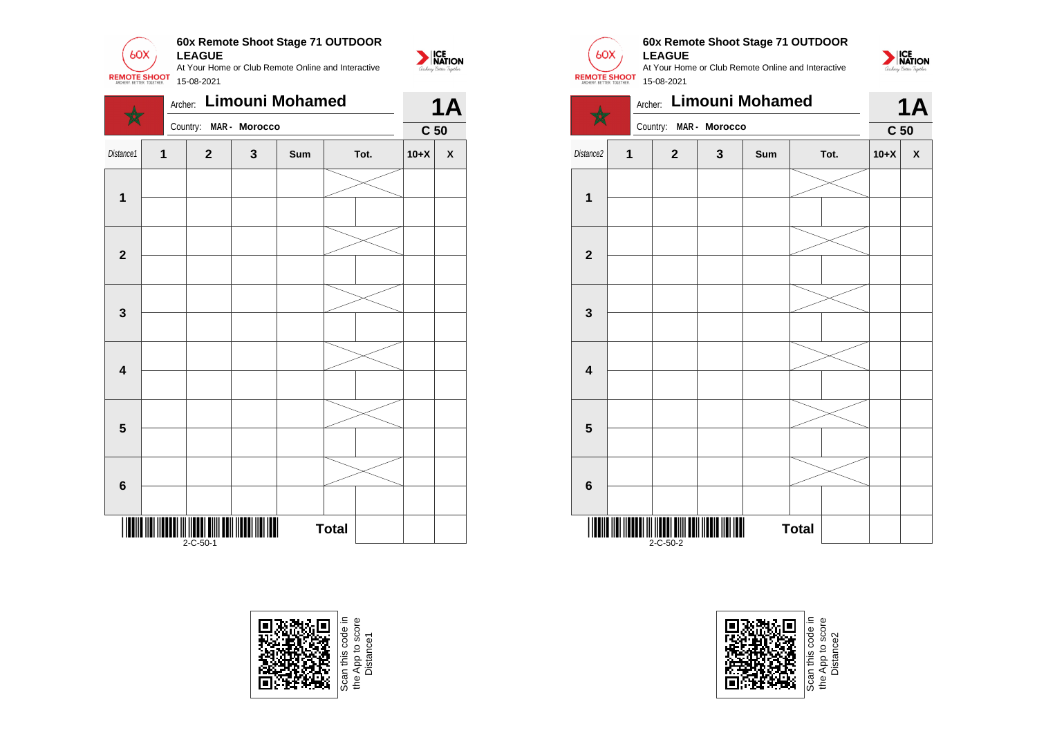## 60x Remote Shoot Stage 71 OUTDOOR LEAGUE

At Your Home or Club Remote Online and Interactive

15-08-2021

Archer: **Limouni Mohamed** — **1A**

Country: MAR - Morocco — **C 50**

| Distance1 | 1 | 2 | 3 | Sum | Tot. | | 10+X | X |
|---|---|---|---|---|---|---|---|---|
| 1 | | | | | | | | |
| | | | | | | | | |
| 2 | | | | | | | | |
| | | | | | | | | |
| 3 | | | | | | | | |
| | | | | | | | | |
| 4 | | | | | | | | |
| | | | | | | | | |
| 5 | | | | | | | | |
| | | | | | | | | |
| 6 | | | | | | | | |
| | | | | | | | | |
| | | | | | **Total** | | | |

2-C-50-1

Scan this code in the App to score Distance1

## 60x Remote Shoot Stage 71 OUTDOOR LEAGUE

At Your Home or Club Remote Online and Interactive

15-08-2021

Archer: **Limouni Mohamed** — **1A**

Country: MAR - Morocco — **C 50**

| Distance2 | 1 | 2 | 3 | Sum | Tot. | | 10+X | X |
|---|---|---|---|---|---|---|---|---|
| 1 | | | | | | | | |
| | | | | | | | | |
| 2 | | | | | | | | |
| | | | | | | | | |
| 3 | | | | | | | | |
| | | | | | | | | |
| 4 | | | | | | | | |
| | | | | | | | | |
| 5 | | | | | | | | |
| | | | | | | | | |
| 6 | | | | | | | | |
| | | | | | | | | |
| | | | | | **Total** | | | |

2-C-50-2

Scan this code in the App to score Distance2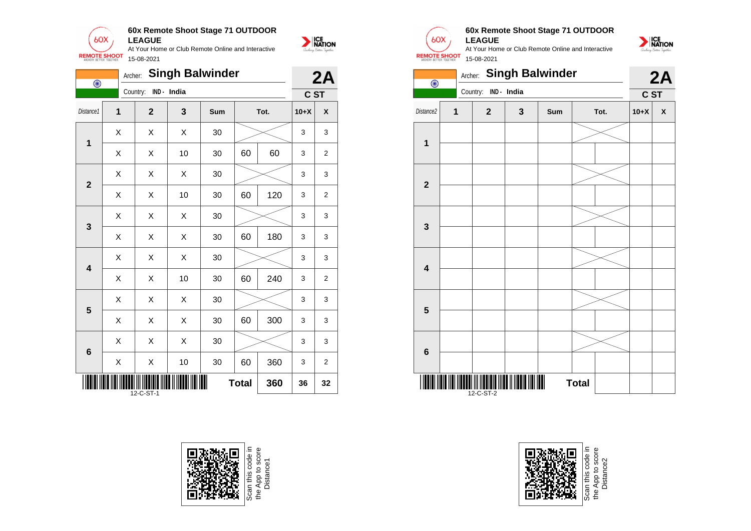**60x Remote Shoot Stage 71 OUTDOOR LEAGUE**
At Your Home or Club Remote Online and Interactive
15-08-2021

Archer: **Singh Balwinder** — **2A**
Country: IND - India — **C ST**

| Distance1 | 1 | 2 | 3 | Sum | Tot. | | 10+X | X |
|---|---|---|---|---|---|---|---|---|
| 1 | X | X | X | 30 | | | 3 | 3 |
| | X | X | 10 | 30 | 60 | 60 | 3 | 2 |
| 2 | X | X | X | 30 | | | 3 | 3 |
| | X | X | 10 | 30 | 60 | 120 | 3 | 2 |
| 3 | X | X | X | 30 | | | 3 | 3 |
| | X | X | X | 30 | 60 | 180 | 3 | 3 |
| 4 | X | X | X | 30 | | | 3 | 3 |
| | X | X | 10 | 30 | 60 | 240 | 3 | 2 |
| 5 | X | X | X | 30 | | | 3 | 3 |
| | X | X | X | 30 | 60 | 300 | 3 | 3 |
| 6 | X | X | X | 30 | | | 3 | 3 |
| | X | X | 10 | 30 | 60 | 360 | 3 | 2 |
| | | | | | **Total** | **360** | **36** | **32** |

12-C-ST-1

Scan this code in the App to score Distance1

**60x Remote Shoot Stage 71 OUTDOOR LEAGUE**
At Your Home or Club Remote Online and Interactive
15-08-2021

Archer: **Singh Balwinder** — **2A**
Country: IND - India — **C ST**

| Distance2 | 1 | 2 | 3 | Sum | Tot. | | 10+X | X |
|---|---|---|---|---|---|---|---|---|
| 1 | | | | | | | | |
| | | | | | | | | |
| 2 | | | | | | | | |
| | | | | | | | | |
| 3 | | | | | | | | |
| | | | | | | | | |
| 4 | | | | | | | | |
| | | | | | | | | |
| 5 | | | | | | | | |
| | | | | | | | | |
| 6 | | | | | | | | |
| | | | | | | | | |
| | | | | | **Total** | | | |

12-C-ST-2

Scan this code in the App to score Distance2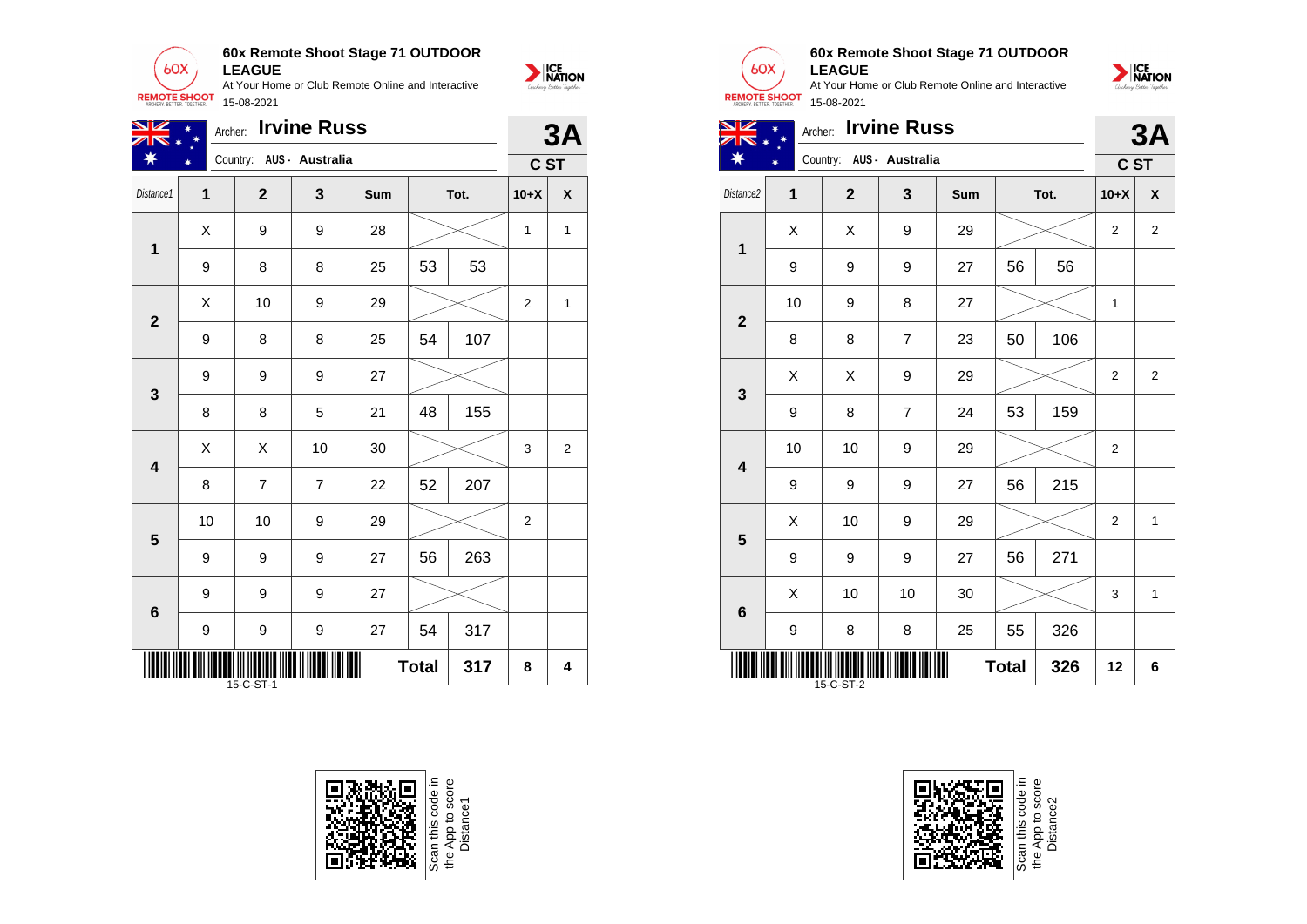## 60x Remote Shoot Stage 71 OUTDOOR LEAGUE

At Your Home or Club Remote Online and Interactive

15-08-2021

Archer: **Irvine Russ**

Country: AUS - Australia

**3A** C ST

| Distance1 | 1 | 2 | 3 | Sum | Tot. | | 10+X | X |
|---|---|---|---|---|---|---|---|---|
| 1 | X | 9 | 9 | 28 | | | 1 | 1 |
| | 9 | 8 | 8 | 25 | 53 | 53 | | |
| 2 | X | 10 | 9 | 29 | | | 2 | 1 |
| | 9 | 8 | 8 | 25 | 54 | 107 | | |
| 3 | 9 | 9 | 9 | 27 | | | | |
| | 8 | 8 | 5 | 21 | 48 | 155 | | |
| 4 | X | X | 10 | 30 | | | 3 | 2 |
| | 8 | 7 | 7 | 22 | 52 | 207 | | |
| 5 | 10 | 10 | 9 | 29 | | | 2 | |
| | 9 | 9 | 9 | 27 | 56 | 263 | | |
| 6 | 9 | 9 | 9 | 27 | | | | |
| | 9 | 9 | 9 | 27 | 54 | 317 | | |
| | | | | | **Total** | **317** | **8** | **4** |

15-C-ST-1

Scan this code in the App to score Distance1

## 60x Remote Shoot Stage 71 OUTDOOR LEAGUE

At Your Home or Club Remote Online and Interactive

15-08-2021

Archer: **Irvine Russ**

Country: AUS - Australia

**3A** C ST

| Distance2 | 1 | 2 | 3 | Sum | Tot. | | 10+X | X |
|---|---|---|---|---|---|---|---|---|
| 1 | X | X | 9 | 29 | | | 2 | 2 |
| | 9 | 9 | 9 | 27 | 56 | 56 | | |
| 2 | 10 | 9 | 8 | 27 | | | 1 | |
| | 8 | 8 | 7 | 23 | 50 | 106 | | |
| 3 | X | X | 9 | 29 | | | 2 | 2 |
| | 9 | 8 | 7 | 24 | 53 | 159 | | |
| 4 | 10 | 10 | 9 | 29 | | | 2 | |
| | 9 | 9 | 9 | 27 | 56 | 215 | | |
| 5 | X | 10 | 9 | 29 | | | 2 | 1 |
| | 9 | 9 | 9 | 27 | 56 | 271 | | |
| 6 | X | 10 | 10 | 30 | | | 3 | 1 |
| | 9 | 8 | 8 | 25 | 55 | 326 | | |
| | | | | | **Total** | **326** | **12** | **6** |

15-C-ST-2

Scan this code in the App to score Distance2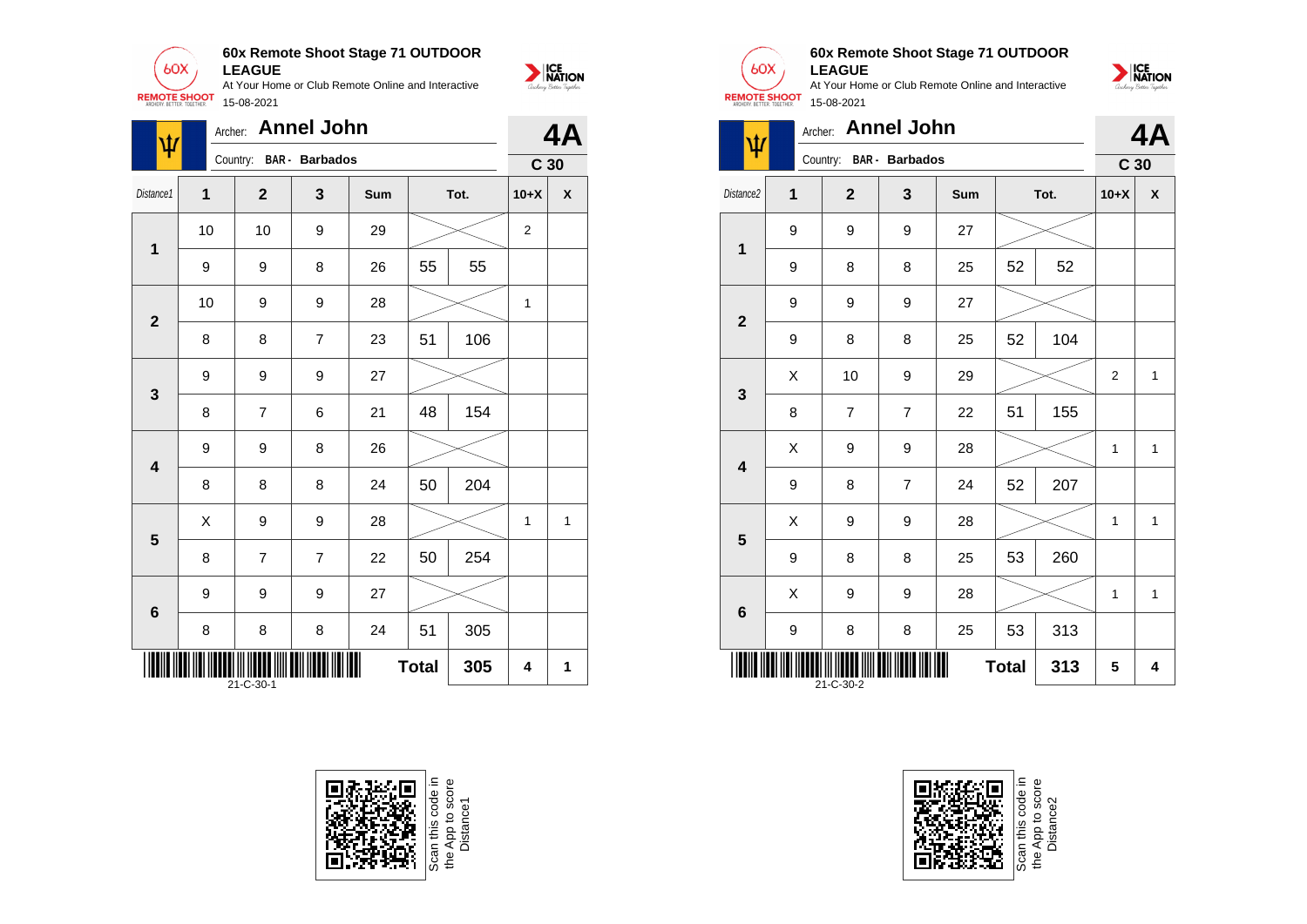**60x Remote Shoot Stage 71 OUTDOOR LEAGUE**

At Your Home or Club Remote Online and Interactive

15-08-2021

Archer: **Annel John**

Country: **BAR - Barbados**

**4A**

**C 30**

| Distance1 | 1 | 2 | 3 | Sum | Tot. | | 10+X | X |
|---|---|---|---|---|---|---|---|---|
| **1** | 10 | 10 | 9 | 29 | | | 2 | |
| | 9 | 9 | 8 | 26 | 55 | 55 | | |
| **2** | 10 | 9 | 9 | 28 | | | 1 | |
| | 8 | 8 | 7 | 23 | 51 | 106 | | |
| **3** | 9 | 9 | 9 | 27 | | | | |
| | 8 | 7 | 6 | 21 | 48 | 154 | | |
| **4** | 9 | 9 | 8 | 26 | | | | |
| | 8 | 8 | 8 | 24 | 50 | 204 | | |
| **5** | X | 9 | 9 | 28 | | | 1 | 1 |
| | 8 | 7 | 7 | 22 | 50 | 254 | | |
| **6** | 9 | 9 | 9 | 27 | | | | |
| | 8 | 8 | 8 | 24 | 51 | 305 | | |
| | | | | | **Total** | **305** | **4** | **1** |

21-C-30-1

Scan this code in the App to score Distance1

**60x Remote Shoot Stage 71 OUTDOOR LEAGUE**

At Your Home or Club Remote Online and Interactive

15-08-2021

Archer: **Annel John**

Country: **BAR - Barbados**

**4A**

**C 30**

| Distance2 | 1 | 2 | 3 | Sum | Tot. | | 10+X | X |
|---|---|---|---|---|---|---|---|---|
| **1** | 9 | 9 | 9 | 27 | | | | |
| | 9 | 8 | 8 | 25 | 52 | 52 | | |
| **2** | 9 | 9 | 9 | 27 | | | | |
| | 9 | 8 | 8 | 25 | 52 | 104 | | |
| **3** | X | 10 | 9 | 29 | | | 2 | 1 |
| | 8 | 7 | 7 | 22 | 51 | 155 | | |
| **4** | X | 9 | 9 | 28 | | | 1 | 1 |
| | 9 | 8 | 7 | 24 | 52 | 207 | | |
| **5** | X | 9 | 9 | 28 | | | 1 | 1 |
| | 9 | 8 | 8 | 25 | 53 | 260 | | |
| **6** | X | 9 | 9 | 28 | | | 1 | 1 |
| | 9 | 8 | 8 | 25 | 53 | 313 | | |
| | | | | | **Total** | **313** | **5** | **4** |

21-C-30-2

Scan this code in the App to score Distance2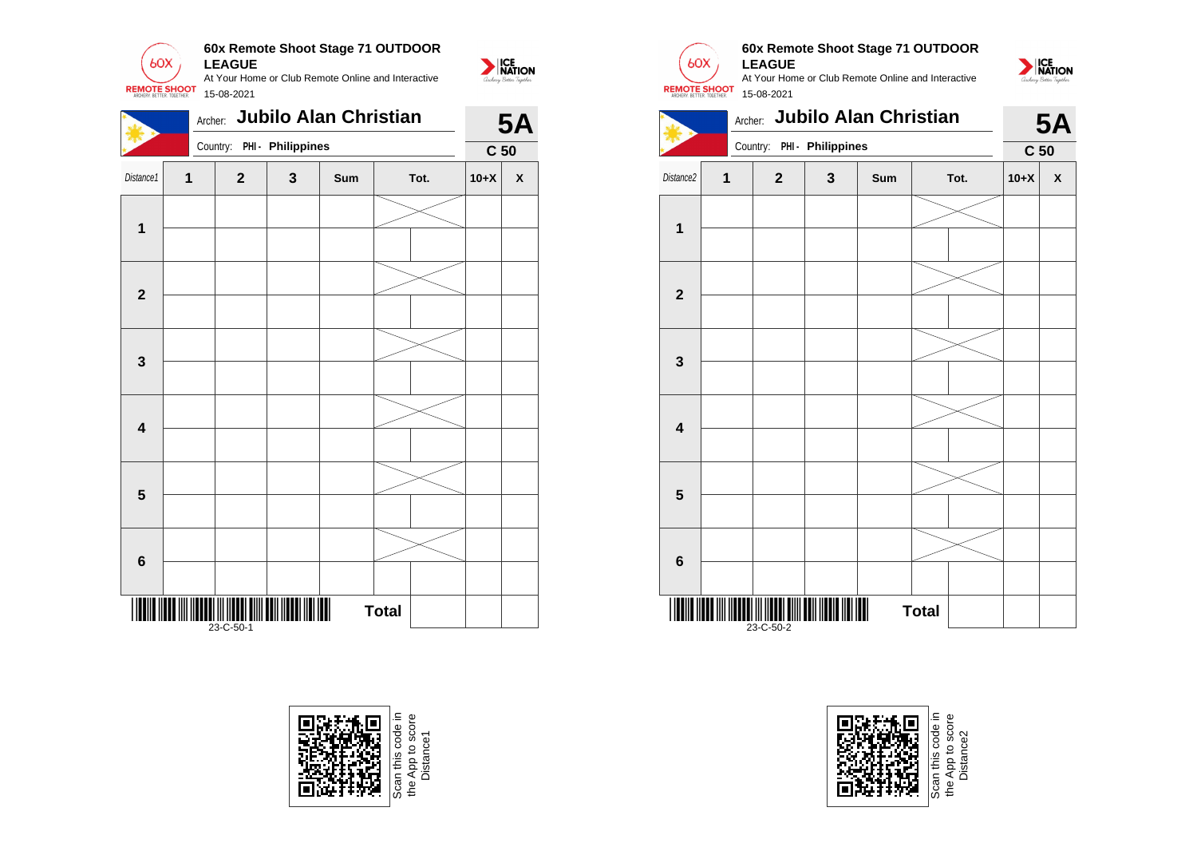## 60x Remote Shoot Stage 71 OUTDOOR LEAGUE

At Your Home or Club Remote Online and Interactive

15-08-2021

Archer: **Jubilo Alan Christian**

Country: PHI - Philippines

**5A**

**C 50**

| Distance1 | 1 | 2 | 3 | Sum | Tot. | | 10+X | X |
|---|---|---|---|---|---|---|---|---|
| 1 | | | | | | | | |
| | | | | | | | | |
| 2 | | | | | | | | |
| | | | | | | | | |
| 3 | | | | | | | | |
| | | | | | | | | |
| 4 | | | | | | | | |
| | | | | | | | | |
| 5 | | | | | | | | |
| | | | | | | | | |
| 6 | | | | | | | | |
| | | | | | | | | |
| | | | | | Total | | | |

23-C-50-1

Scan this code in the App to score Distance1

## 60x Remote Shoot Stage 71 OUTDOOR LEAGUE

At Your Home or Club Remote Online and Interactive

15-08-2021

Archer: **Jubilo Alan Christian**

Country: PHI - Philippines

**5A**

**C 50**

| Distance2 | 1 | 2 | 3 | Sum | Tot. | | 10+X | X |
|---|---|---|---|---|---|---|---|---|
| 1 | | | | | | | | |
| | | | | | | | | |
| 2 | | | | | | | | |
| | | | | | | | | |
| 3 | | | | | | | | |
| | | | | | | | | |
| 4 | | | | | | | | |
| | | | | | | | | |
| 5 | | | | | | | | |
| | | | | | | | | |
| 6 | | | | | | | | |
| | | | | | | | | |
| | | | | | Total | | | |

23-C-50-2

Scan this code in the App to score Distance2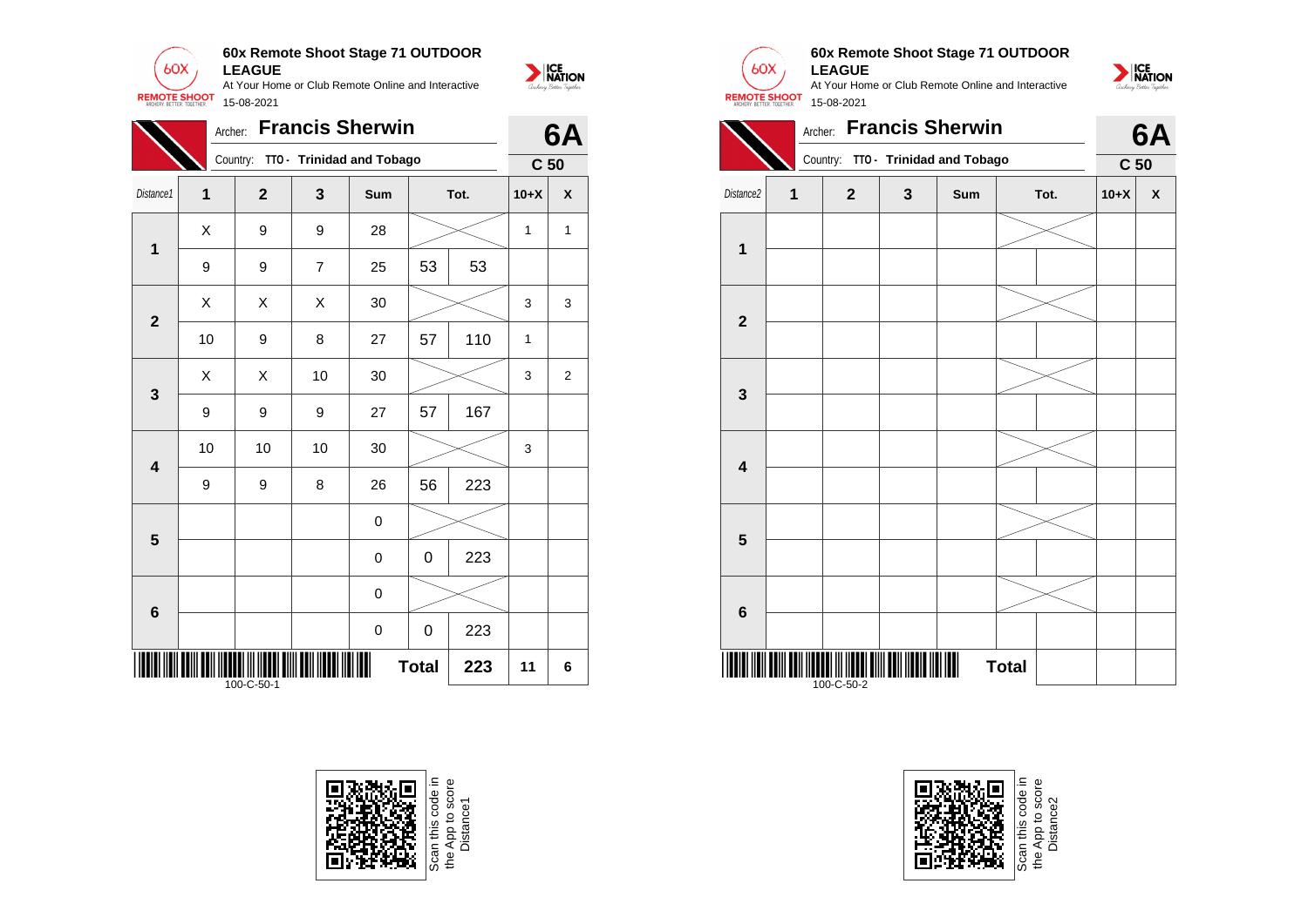## 60x Remote Shoot Stage 71 OUTDOOR LEAGUE

At Your Home or Club Remote Online and Interactive

15-08-2021

Archer: **Francis Sherwin** — **6A**

Country: **TTO - Trinidad and Tobago** — **C 50**

| Distance1 | 1 | 2 | 3 | Sum | Tot. | | 10+X | X |
|---|---|---|---|---|---|---|---|---|
| 1 | X | 9 | 9 | 28 | | | 1 | 1 |
| | 9 | 9 | 7 | 25 | 53 | 53 | | |
| 2 | X | X | X | 30 | | | 3 | 3 |
| | 10 | 9 | 8 | 27 | 57 | 110 | 1 | |
| 3 | X | X | 10 | 30 | | | 3 | 2 |
| | 9 | 9 | 9 | 27 | 57 | 167 | | |
| 4 | 10 | 10 | 10 | 30 | | | 3 | |
| | 9 | 9 | 8 | 26 | 56 | 223 | | |
| 5 | | | | 0 | | | | |
| | | | | 0 | 0 | 223 | | |
| 6 | | | | 0 | | | | |
| | | | | 0 | 0 | 223 | | |
| | | | | | Total | 223 | 11 | 6 |

100-C-50-1

Scan this code in the App to score Distance1

## 60x Remote Shoot Stage 71 OUTDOOR LEAGUE

At Your Home or Club Remote Online and Interactive

15-08-2021

Archer: **Francis Sherwin** — **6A**

Country: **TTO - Trinidad and Tobago** — **C 50**

| Distance2 | 1 | 2 | 3 | Sum | Tot. | | 10+X | X |
|---|---|---|---|---|---|---|---|---|
| 1 | | | | | | | | |
| | | | | | | | | |
| 2 | | | | | | | | |
| | | | | | | | | |
| 3 | | | | | | | | |
| | | | | | | | | |
| 4 | | | | | | | | |
| | | | | | | | | |
| 5 | | | | | | | | |
| | | | | | | | | |
| 6 | | | | | | | | |
| | | | | | | | | |
| | | | | | Total | | | |

100-C-50-2

Scan this code in the App to score Distance2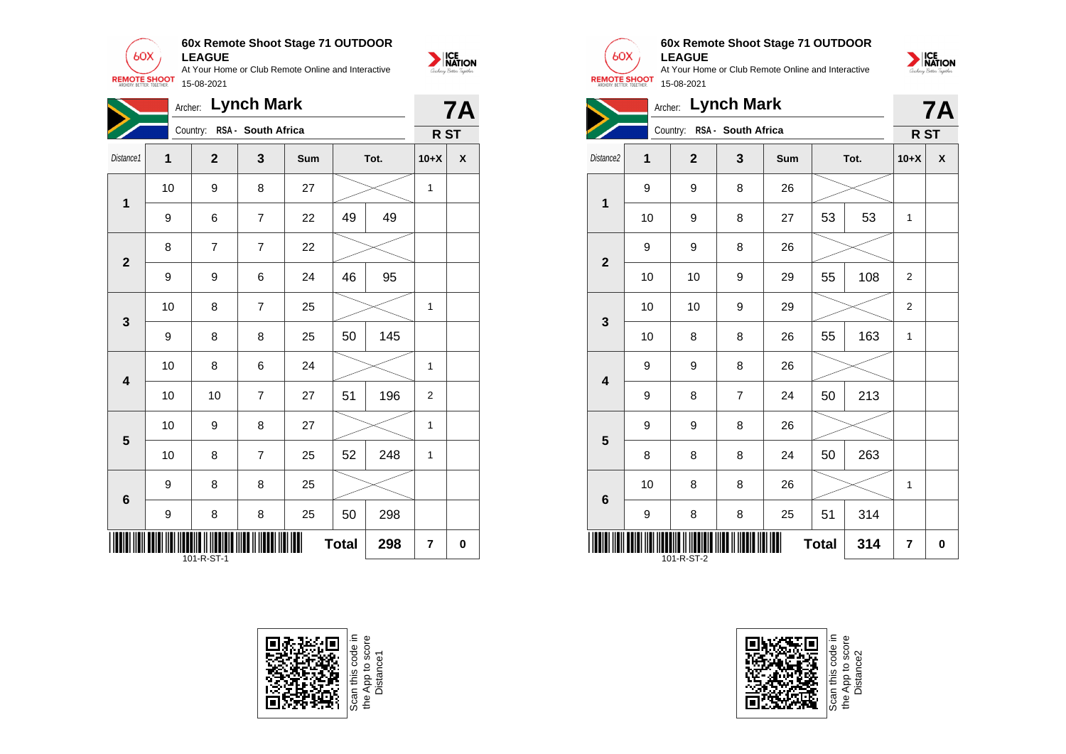**60x Remote Shoot Stage 71 OUTDOOR LEAGUE**

At Your Home or Club Remote Online and Interactive

15-08-2021

Archer: **Lynch Mark** — **7A**

Country: RSA - South Africa — **R ST**

| Distance1 | 1 | 2 | 3 | Sum | Tot. | | 10+X | X |
|---|---|---|---|---|---|---|---|---|
| 1 | 10 | 9 | 8 | 27 | | | 1 | |
| | 9 | 6 | 7 | 22 | 49 | 49 | | |
| 2 | 8 | 7 | 7 | 22 | | | | |
| | 9 | 9 | 6 | 24 | 46 | 95 | | |
| 3 | 10 | 8 | 7 | 25 | | | 1 | |
| | 9 | 8 | 8 | 25 | 50 | 145 | | |
| 4 | 10 | 8 | 6 | 24 | | | 1 | |
| | 10 | 10 | 7 | 27 | 51 | 196 | 2 | |
| 5 | 10 | 9 | 8 | 27 | | | 1 | |
| | 10 | 8 | 7 | 25 | 52 | 248 | 1 | |
| 6 | 9 | 8 | 8 | 25 | | | | |
| | 9 | 8 | 8 | 25 | 50 | 298 | | |
| | | | | | **Total** | **298** | **7** | **0** |

101-R-ST-1

**60x Remote Shoot Stage 71 OUTDOOR LEAGUE**

At Your Home or Club Remote Online and Interactive

15-08-2021

Archer: **Lynch Mark** — **7A**

Country: RSA - South Africa — **R ST**

| Distance2 | 1 | 2 | 3 | Sum | Tot. | | 10+X | X |
|---|---|---|---|---|---|---|---|---|
| 1 | 9 | 9 | 8 | 26 | | | | |
| | 10 | 9 | 8 | 27 | 53 | 53 | 1 | |
| 2 | 9 | 9 | 8 | 26 | | | | |
| | 10 | 10 | 9 | 29 | 55 | 108 | 2 | |
| 3 | 10 | 10 | 9 | 29 | | | 2 | |
| | 10 | 8 | 8 | 26 | 55 | 163 | 1 | |
| 4 | 9 | 9 | 8 | 26 | | | | |
| | 9 | 8 | 7 | 24 | 50 | 213 | | |
| 5 | 9 | 9 | 8 | 26 | | | | |
| | 8 | 8 | 8 | 24 | 50 | 263 | | |
| 6 | 10 | 8 | 8 | 26 | | | 1 | |
| | 9 | 8 | 8 | 25 | 51 | 314 | | |
| | | | | | **Total** | **314** | **7** | **0** |

101-R-ST-2

Scan this code in the App to score Distance1

Scan this code in the App to score Distance2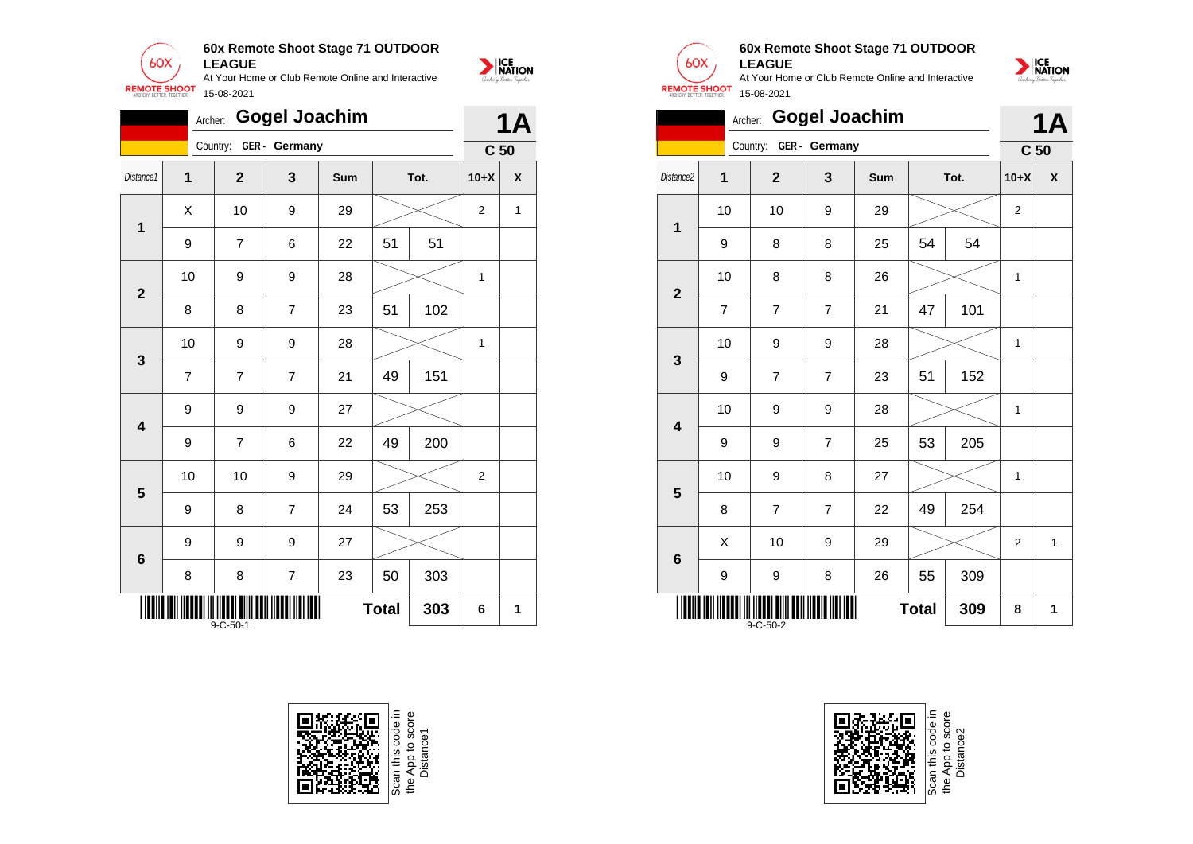**60x Remote Shoot Stage 71 OUTDOOR LEAGUE**
At Your Home or Club Remote Online and Interactive
15-08-2021

Archer: **Gogel Joachim**
Country: GER - Germany

**1A**
**C 50**

| Distance1 | 1 | 2 | 3 | Sum | Tot. | | 10+X | X |
|---|---|---|---|---|---|---|---|---|
| 1 | X | 10 | 9 | 29 | | | 2 | 1 |
| | 9 | 7 | 6 | 22 | 51 | 51 | | |
| 2 | 10 | 9 | 9 | 28 | | | 1 | |
| | 8 | 8 | 7 | 23 | 51 | 102 | | |
| 3 | 10 | 9 | 9 | 28 | | | 1 | |
| | 7 | 7 | 7 | 21 | 49 | 151 | | |
| 4 | 9 | 9 | 9 | 27 | | | | |
| | 9 | 7 | 6 | 22 | 49 | 200 | | |
| 5 | 10 | 10 | 9 | 29 | | | 2 | |
| | 9 | 8 | 7 | 24 | 53 | 253 | | |
| 6 | 9 | 9 | 9 | 27 | | | | |
| | 8 | 8 | 7 | 23 | 50 | 303 | | |
| | | | | | **Total** | **303** | **6** | **1** |

9-C-50-1

Scan this code in the App to score Distance1

**60x Remote Shoot Stage 71 OUTDOOR LEAGUE**
At Your Home or Club Remote Online and Interactive
15-08-2021

Archer: **Gogel Joachim**
Country: GER - Germany

**1A**
**C 50**

| Distance2 | 1 | 2 | 3 | Sum | Tot. | | 10+X | X |
|---|---|---|---|---|---|---|---|---|
| 1 | 10 | 10 | 9 | 29 | | | 2 | |
| | 9 | 8 | 8 | 25 | 54 | 54 | | |
| 2 | 10 | 8 | 8 | 26 | | | 1 | |
| | 7 | 7 | 7 | 21 | 47 | 101 | | |
| 3 | 10 | 9 | 9 | 28 | | | 1 | |
| | 9 | 7 | 7 | 23 | 51 | 152 | | |
| 4 | 10 | 9 | 9 | 28 | | | 1 | |
| | 9 | 9 | 7 | 25 | 53 | 205 | | |
| 5 | 10 | 9 | 8 | 27 | | | 1 | |
| | 8 | 7 | 7 | 22 | 49 | 254 | | |
| 6 | X | 10 | 9 | 29 | | | 2 | 1 |
| | 9 | 9 | 8 | 26 | 55 | 309 | | |
| | | | | | **Total** | **309** | **8** | **1** |

9-C-50-2

Scan this code in the App to score Distance2